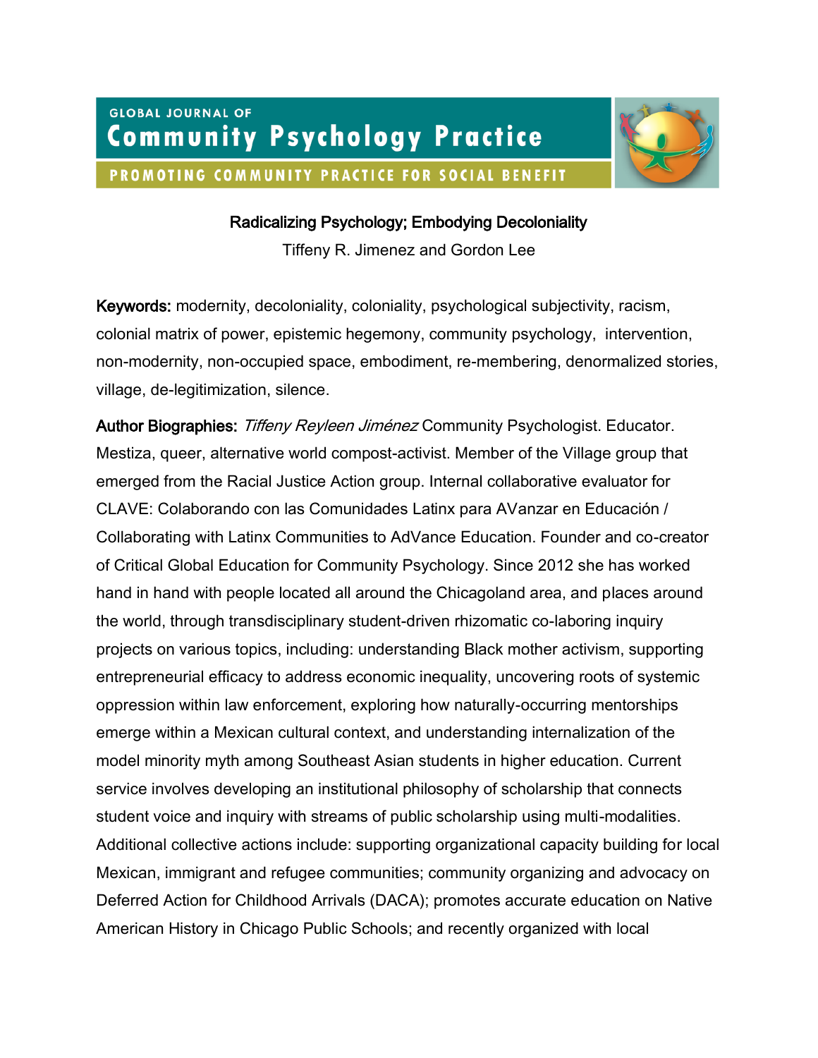GLOBAL JOURNAL OF
**Community Psychology Practice**
PROMOTING COMMUNITY PRACTICE FOR SOCIAL BENEFIT

# Radicalizing Psychology; Embodying Decoloniality

Tiffeny R. Jimenez and Gordon Lee

**Keywords:** modernity, decoloniality, coloniality, psychological subjectivity, racism, colonial matrix of power, epistemic hegemony, community psychology, intervention, non-modernity, non-occupied space, embodiment, re-membering, denormalized stories, village, de-legitimization, silence.

**Author Biographies:** *Tiffeny Reyleen Jiménez* Community Psychologist. Educator. Mestiza, queer, alternative world compost-activist. Member of the Village group that emerged from the Racial Justice Action group. Internal collaborative evaluator for CLAVE: Colaborando con las Comunidades Latinx para AVanzar en Educación / Collaborating with Latinx Communities to AdVance Education. Founder and co-creator of Critical Global Education for Community Psychology. Since 2012 she has worked hand in hand with people located all around the Chicagoland area, and places around the world, through transdisciplinary student-driven rhizomatic co-laboring inquiry projects on various topics, including: understanding Black mother activism, supporting entrepreneurial efficacy to address economic inequality, uncovering roots of systemic oppression within law enforcement, exploring how naturally-occurring mentorships emerge within a Mexican cultural context, and understanding internalization of the model minority myth among Southeast Asian students in higher education. Current service involves developing an institutional philosophy of scholarship that connects student voice and inquiry with streams of public scholarship using multi-modalities. Additional collective actions include: supporting organizational capacity building for local Mexican, immigrant and refugee communities; community organizing and advocacy on Deferred Action for Childhood Arrivals (DACA); promotes accurate education on Native American History in Chicago Public Schools; and recently organized with local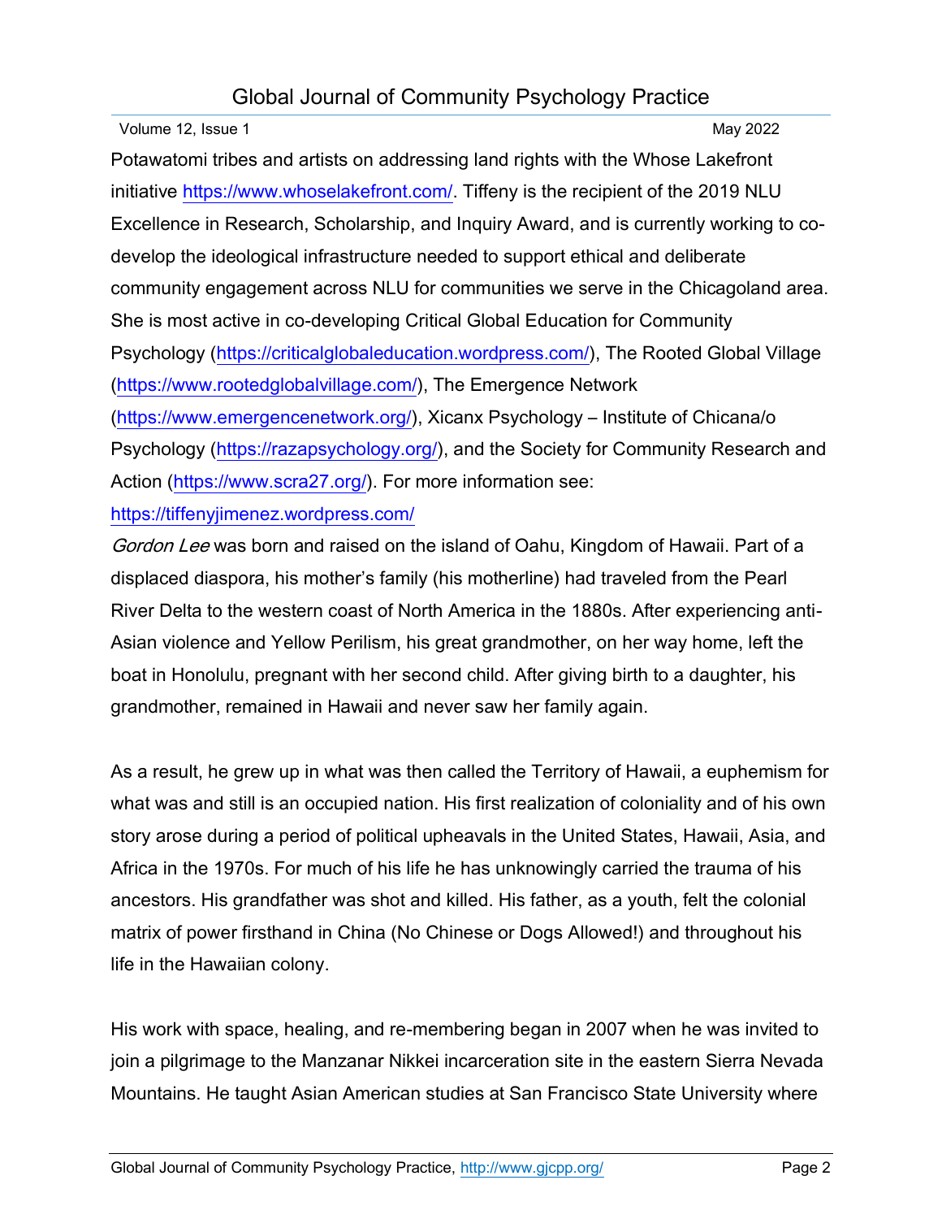Potawatomi tribes and artists on addressing land rights with the Whose Lakefront initiative https://www.whoselakefront.com/. Tiffeny is the recipient of the 2019 NLU Excellence in Research, Scholarship, and Inquiry Award, and is currently working to co-develop the ideological infrastructure needed to support ethical and deliberate community engagement across NLU for communities we serve in the Chicagoland area. She is most active in co-developing Critical Global Education for Community Psychology (https://criticalglobaleducation.wordpress.com/), The Rooted Global Village (https://www.rootedglobalvillage.com/), The Emergence Network (https://www.emergencenetwork.org/), Xicanx Psychology – Institute of Chicana/o Psychology (https://razapsychology.org/), and the Society for Community Research and Action (https://www.scra27.org/). For more information see: https://tiffenyjimenez.wordpress.com/

*Gordon Lee* was born and raised on the island of Oahu, Kingdom of Hawaii. Part of a displaced diaspora, his mother's family (his motherline) had traveled from the Pearl River Delta to the western coast of North America in the 1880s. After experiencing anti-Asian violence and Yellow Perilism, his great grandmother, on her way home, left the boat in Honolulu, pregnant with her second child. After giving birth to a daughter, his grandmother, remained in Hawaii and never saw her family again.

As a result, he grew up in what was then called the Territory of Hawaii, a euphemism for what was and still is an occupied nation. His first realization of coloniality and of his own story arose during a period of political upheavals in the United States, Hawaii, Asia, and Africa in the 1970s. For much of his life he has unknowingly carried the trauma of his ancestors. His grandfather was shot and killed. His father, as a youth, felt the colonial matrix of power firsthand in China (No Chinese or Dogs Allowed!) and throughout his life in the Hawaiian colony.

His work with space, healing, and re-membering began in 2007 when he was invited to join a pilgrimage to the Manzanar Nikkei incarceration site in the eastern Sierra Nevada Mountains. He taught Asian American studies at San Francisco State University where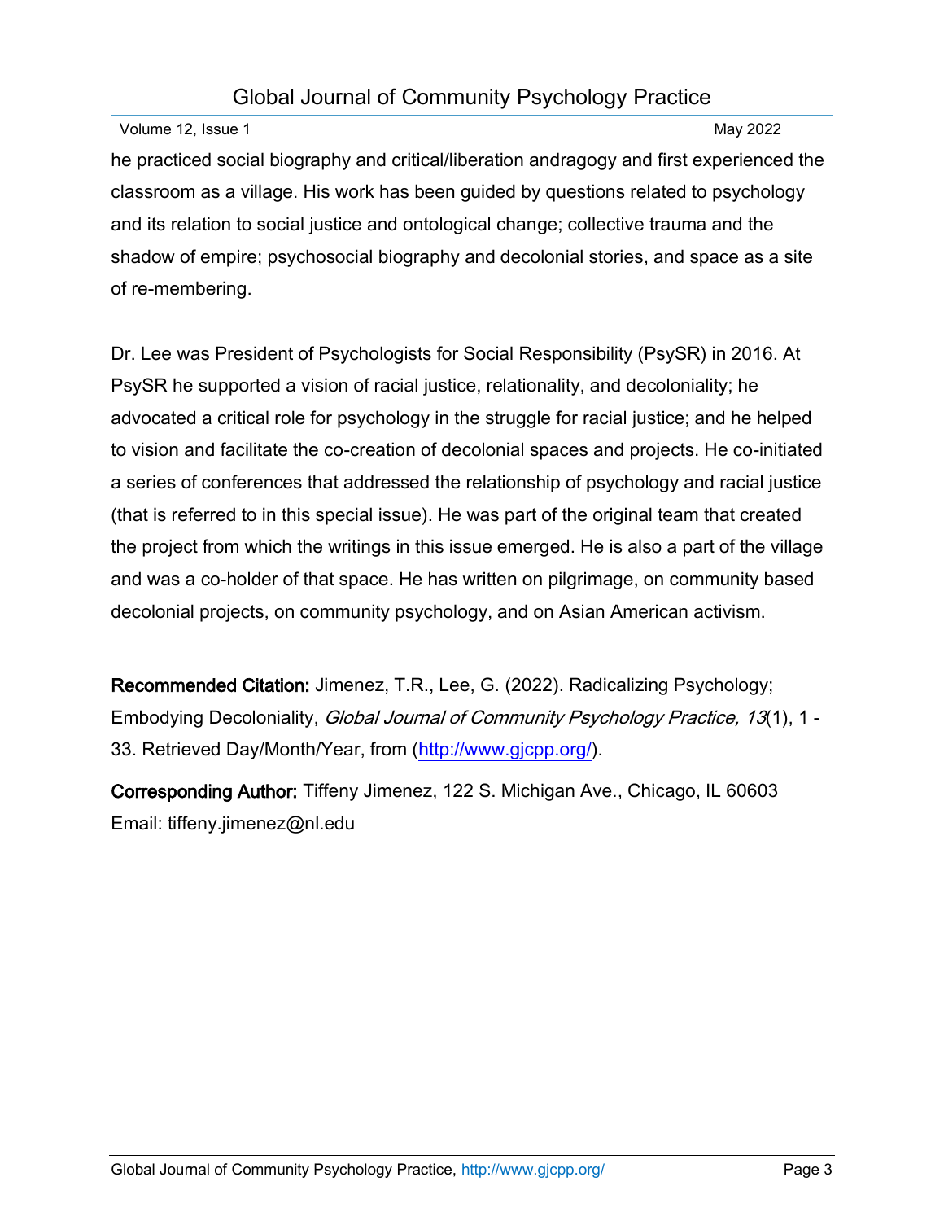he practiced social biography and critical/liberation andragogy and first experienced the classroom as a village. His work has been guided by questions related to psychology and its relation to social justice and ontological change; collective trauma and the shadow of empire; psychosocial biography and decolonial stories, and space as a site of re-membering.

Dr. Lee was President of Psychologists for Social Responsibility (PsySR) in 2016. At PsySR he supported a vision of racial justice, relationality, and decoloniality; he advocated a critical role for psychology in the struggle for racial justice; and he helped to vision and facilitate the co-creation of decolonial spaces and projects. He co-initiated a series of conferences that addressed the relationship of psychology and racial justice (that is referred to in this special issue). He was part of the original team that created the project from which the writings in this issue emerged. He is also a part of the village and was a co-holder of that space. He has written on pilgrimage, on community based decolonial projects, on community psychology, and on Asian American activism.

**Recommended Citation:** Jimenez, T.R., Lee, G. (2022). Radicalizing Psychology; Embodying Decoloniality, *Global Journal of Community Psychology Practice, 13*(1), 1 - 33. Retrieved Day/Month/Year, from (http://www.gjcpp.org/).

**Corresponding Author:** Tiffeny Jimenez, 122 S. Michigan Ave., Chicago, IL 60603 Email: tiffeny.jimenez@nl.edu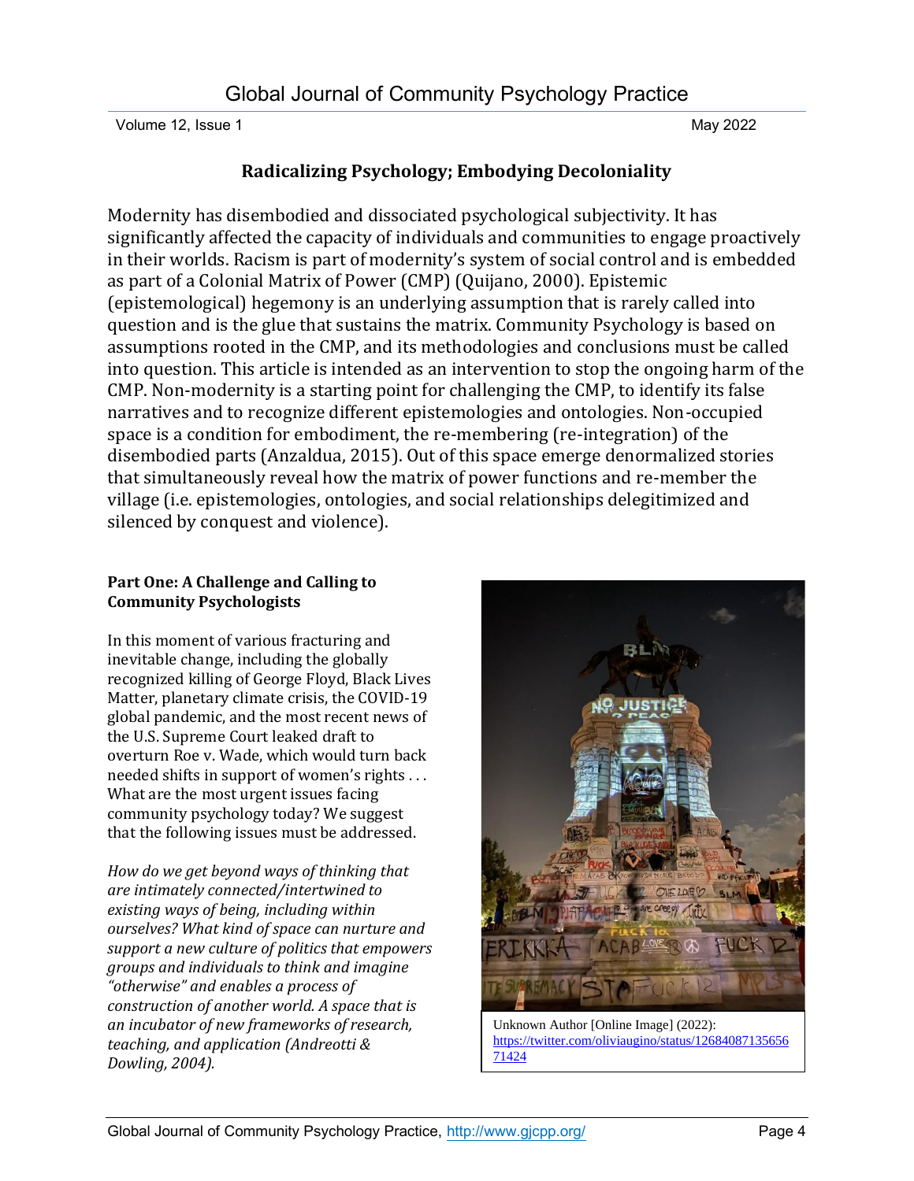## Radicalizing Psychology; Embodying Decoloniality

Modernity has disembodied and dissociated psychological subjectivity. It has significantly affected the capacity of individuals and communities to engage proactively in their worlds. Racism is part of modernity's system of social control and is embedded as part of a Colonial Matrix of Power (CMP) (Quijano, 2000). Epistemic (epistemological) hegemony is an underlying assumption that is rarely called into question and is the glue that sustains the matrix. Community Psychology is based on assumptions rooted in the CMP, and its methodologies and conclusions must be called into question. This article is intended as an intervention to stop the ongoing harm of the CMP. Non-modernity is a starting point for challenging the CMP, to identify its false narratives and to recognize different epistemologies and ontologies. Non-occupied space is a condition for embodiment, the re-membering (re-integration) of the disembodied parts (Anzaldua, 2015). Out of this space emerge denormalized stories that simultaneously reveal how the matrix of power functions and re-member the village (i.e. epistemologies, ontologies, and social relationships delegitimized and silenced by conquest and violence).

### Part One: A Challenge and Calling to Community Psychologists

In this moment of various fracturing and inevitable change, including the globally recognized killing of George Floyd, Black Lives Matter, planetary climate crisis, the COVID-19 global pandemic, and the most recent news of the U.S. Supreme Court leaked draft to overturn Roe v. Wade, which would turn back needed shifts in support of women's rights . . . What are the most urgent issues facing community psychology today? We suggest that the following issues must be addressed.

*How do we get beyond ways of thinking that are intimately connected/intertwined to existing ways of being, including within ourselves? What kind of space can nurture and support a new culture of politics that empowers groups and individuals to think and imagine "otherwise" and enables a process of construction of another world. A space that is an incubator of new frameworks of research, teaching, and application (Andreotti & Dowling, 2004).*

Unknown Author [Online Image] (2022): https://twitter.com/oliviaugino/status/1268408713565671424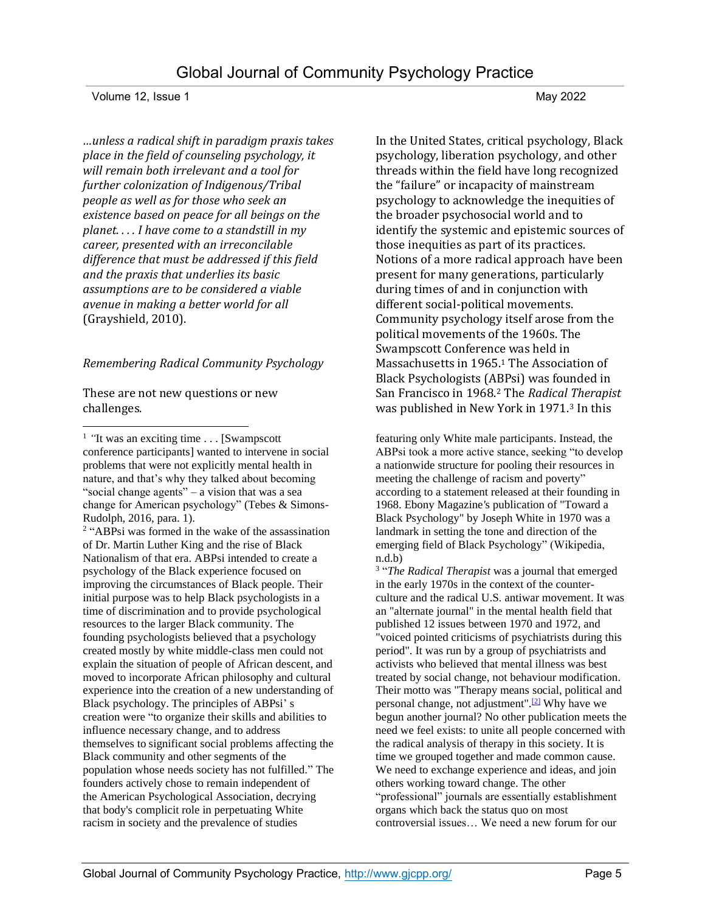*…unless a radical shift in paradigm praxis takes place in the field of counseling psychology, it will remain both irrelevant and a tool for further colonization of Indigenous/Tribal people as well as for those who seek an existence based on peace for all beings on the planet. . . . I have come to a standstill in my career, presented with an irreconcilable difference that must be addressed if this field and the praxis that underlies its basic assumptions are to be considered a viable avenue in making a better world for all* (Grayshield, 2010).

*Remembering Radical Community Psychology*

These are not new questions or new challenges.

In the United States, critical psychology, Black psychology, liberation psychology, and other threads within the field have long recognized the "failure" or incapacity of mainstream psychology to acknowledge the inequities of the broader psychosocial world and to identify the systemic and epistemic sources of those inequities as part of its practices. Notions of a more radical approach have been present for many generations, particularly during times of and in conjunction with different social-political movements. Community psychology itself arose from the political movements of the 1960s. The Swampscott Conference was held in Massachusetts in 1965.[1] The Association of Black Psychologists (ABPsi) was founded in San Francisco in 1968.[2] The *Radical Therapist* was published in New York in 1971.[3] In this

---

[1] "It was an exciting time . . . [Swampscott conference participants] wanted to intervene in social problems that were not explicitly mental health in nature, and that's why they talked about becoming "social change agents" – a vision that was a sea change for American psychology" (Tebes & Simons-Rudolph, 2016, para. 1).

[2] "ABPsi was formed in the wake of the assassination of Dr. Martin Luther King and the rise of Black Nationalism of that era. ABPsi intended to create a psychology of the Black experience focused on improving the circumstances of Black people. Their initial purpose was to help Black psychologists in a time of discrimination and to provide psychological resources to the larger Black community. The founding psychologists believed that a psychology created mostly by white middle-class men could not explain the situation of people of African descent, and moved to incorporate African philosophy and cultural experience into the creation of a new understanding of Black psychology. The principles of ABPsi' s creation were "to organize their skills and abilities to influence necessary change, and to address themselves to significant social problems affecting the Black community and other segments of the population whose needs society has not fulfilled." The founders actively chose to remain independent of the American Psychological Association, decrying that body's complicit role in perpetuating White racism in society and the prevalence of studies featuring only White male participants. Instead, the ABPsi took a more active stance, seeking "to develop a nationwide structure for pooling their resources in meeting the challenge of racism and poverty" according to a statement released at their founding in 1968. Ebony Magazine's publication of "Toward a Black Psychology" by Joseph White in 1970 was a landmark in setting the tone and direction of the emerging field of Black Psychology" (Wikipedia, n.d.b)

[3] "*The Radical Therapist* was a journal that emerged in the early 1970s in the context of the counter-culture and the radical U.S. antiwar movement. It was an "alternate journal" in the mental health field that published 12 issues between 1970 and 1972, and "voiced pointed criticisms of psychiatrists during this period". It was run by a group of psychiatrists and activists who believed that mental illness was best treated by social change, not behaviour modification. Their motto was "Therapy means social, political and personal change, not adjustment".[2] Why have we begun another journal? No other publication meets the need we feel exists: to unite all people concerned with the radical analysis of therapy in this society. It is time we grouped together and made common cause. We need to exchange experience and ideas, and join others working toward change. The other "professional" journals are essentially establishment organs which back the status quo on most controversial issues… We need a new forum for our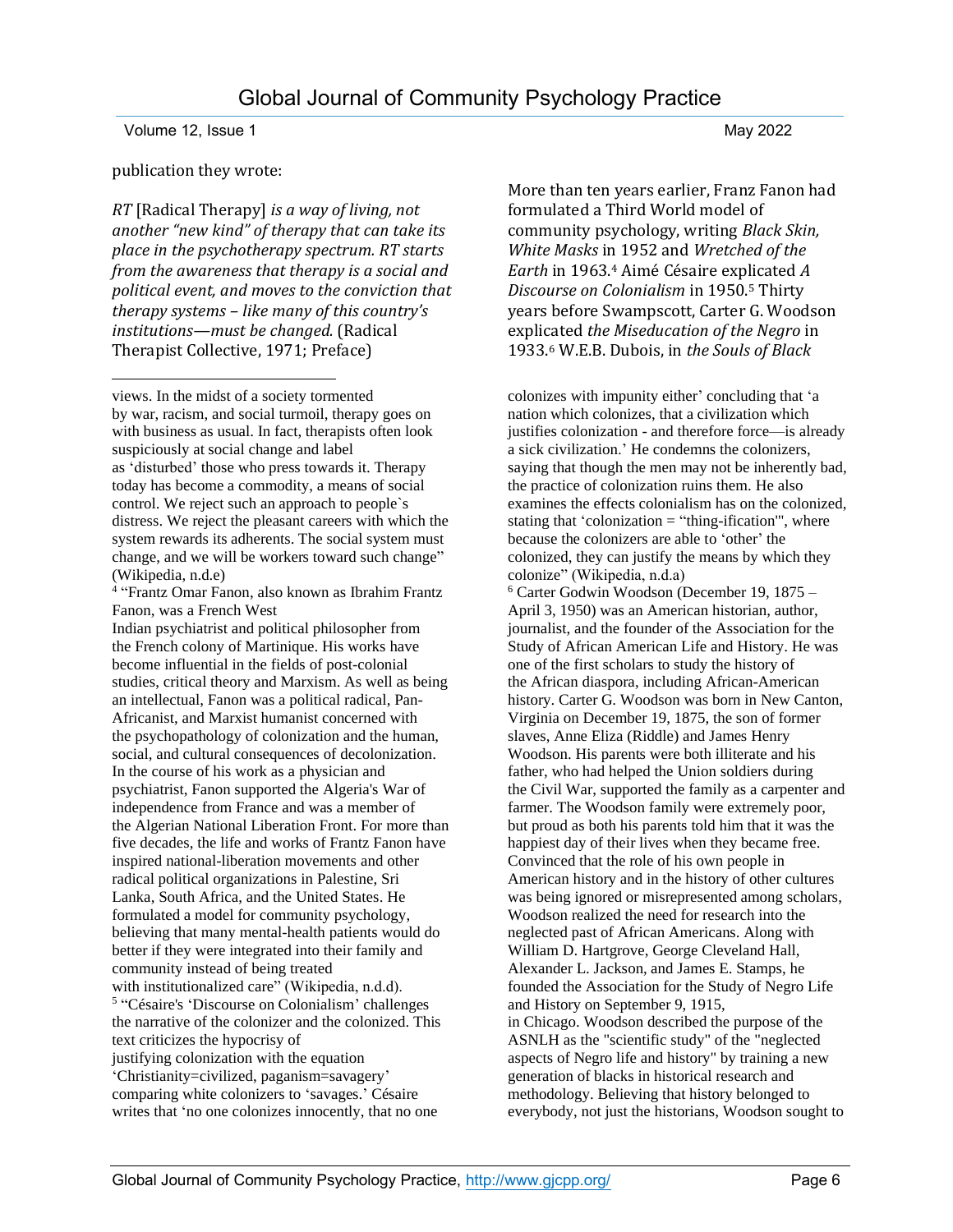publication they wrote:

> *RT* [Radical Therapy] *is a way of living, not another "new kind" of therapy that can take its place in the psychotherapy spectrum. RT starts from the awareness that therapy is a social and political event, and moves to the conviction that therapy systems – like many of this country's institutions—must be changed.* (Radical Therapist Collective, 1971; Preface)

More than ten years earlier, Franz Fanon had formulated a Third World model of community psychology, writing *Black Skin, White Masks* in 1952 and *Wretched of the Earth* in 1963.[4] Aimé Césaire explicated *A Discourse on Colonialism* in 1950.[5] Thirty years before Swampscott, Carter G. Woodson explicated *the Miseducation of the Negro* in 1933.[6] W.E.B. Dubois, in *the Souls of Black*

---

views. In the midst of a society tormented by war, racism, and social turmoil, therapy goes on with business as usual. In fact, therapists often look suspiciously at social change and label as 'disturbed' those who press towards it. Therapy today has become a commodity, a means of social control. We reject such an approach to people`s distress. We reject the pleasant careers with which the system rewards its adherents. The social system must change, and we will be workers toward such change" (Wikipedia, n.d.e)

[4] "Frantz Omar Fanon, also known as Ibrahim Frantz Fanon, was a French West Indian psychiatrist and political philosopher from the French colony of Martinique. His works have become influential in the fields of post-colonial studies, critical theory and Marxism. As well as being an intellectual, Fanon was a political radical, Pan-Africanist, and Marxist humanist concerned with the psychopathology of colonization and the human, social, and cultural consequences of decolonization. In the course of his work as a physician and psychiatrist, Fanon supported the Algeria's War of independence from France and was a member of the Algerian National Liberation Front. For more than five decades, the life and works of Frantz Fanon have inspired national-liberation movements and other radical political organizations in Palestine, Sri Lanka, South Africa, and the United States. He formulated a model for community psychology, believing that many mental-health patients would do better if they were integrated into their family and community instead of being treated with institutionalized care" (Wikipedia, n.d.d).

[5] "Césaire's 'Discourse on Colonialism' challenges the narrative of the colonizer and the colonized. This text criticizes the hypocrisy of justifying colonization with the equation 'Christianity=civilized, paganism=savagery' comparing white colonizers to 'savages.' Césaire writes that 'no one colonizes innocently, that no one colonizes with impunity either' concluding that 'a nation which colonizes, that a civilization which justifies colonization - and therefore force—is already a sick civilization.' He condemns the colonizers, saying that though the men may not be inherently bad, the practice of colonization ruins them. He also examines the effects colonialism has on the colonized, stating that 'colonization = "thing-ification"', where because the colonizers are able to 'other' the colonized, they can justify the means by which they colonize" (Wikipedia, n.d.a)

[6] Carter Godwin Woodson (December 19, 1875 – April 3, 1950) was an American historian, author, journalist, and the founder of the Association for the Study of African American Life and History. He was one of the first scholars to study the history of the African diaspora, including African-American history. Carter G. Woodson was born in New Canton, Virginia on December 19, 1875, the son of former slaves, Anne Eliza (Riddle) and James Henry Woodson. His parents were both illiterate and his father, who had helped the Union soldiers during the Civil War, supported the family as a carpenter and farmer. The Woodson family were extremely poor, but proud as both his parents told him that it was the happiest day of their lives when they became free. Convinced that the role of his own people in American history and in the history of other cultures was being ignored or misrepresented among scholars, Woodson realized the need for research into the neglected past of African Americans. Along with William D. Hartgrove, George Cleveland Hall, Alexander L. Jackson, and James E. Stamps, he founded the Association for the Study of Negro Life and History on September 9, 1915, in Chicago. Woodson described the purpose of the ASNLH as the "scientific study" of the "neglected aspects of Negro life and history" by training a new generation of blacks in historical research and methodology. Believing that history belonged to everybody, not just the historians, Woodson sought to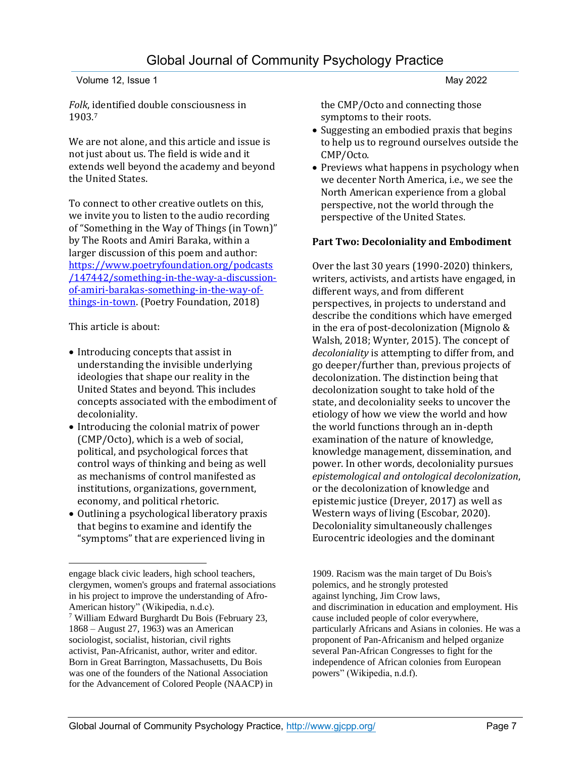*Folk*, identified double consciousness in 1903.[7]

We are not alone, and this article and issue is not just about us. The field is wide and it extends well beyond the academy and beyond the United States.

To connect to other creative outlets on this, we invite you to listen to the audio recording of "Something in the Way of Things (in Town)" by The Roots and Amiri Baraka, within a larger discussion of this poem and author: [https://www.poetryfoundation.org/podcasts/147442/something-in-the-way-a-discussion-of-amiri-barakas-something-in-the-way-of-things-in-town](https://www.poetryfoundation.org/podcasts/147442/something-in-the-way-a-discussion-of-amiri-barakas-something-in-the-way-of-things-in-town). (Poetry Foundation, 2018)

This article is about:

- Introducing concepts that assist in understanding the invisible underlying ideologies that shape our reality in the United States and beyond. This includes concepts associated with the embodiment of decoloniality.
- Introducing the colonial matrix of power (CMP/Octo), which is a web of social, political, and psychological forces that control ways of thinking and being as well as mechanisms of control manifested as institutions, organizations, government, economy, and political rhetoric.
- Outlining a psychological liberatory praxis that begins to examine and identify the "symptoms" that are experienced living in the CMP/Octo and connecting those symptoms to their roots.
- Suggesting an embodied praxis that begins to help us to reground ourselves outside the CMP/Octo.
- Previews what happens in psychology when we decenter North America, i.e., we see the North American experience from a global perspective, not the world through the perspective of the United States.

**Part Two: Decoloniality and Embodiment**

Over the last 30 years (1990-2020) thinkers, writers, activists, and artists have engaged, in different ways, and from different perspectives, in projects to understand and describe the conditions which have emerged in the era of post-decolonization (Mignolo & Walsh, 2018; Wynter, 2015). The concept of *decoloniality* is attempting to differ from, and go deeper/further than, previous projects of decolonization. The distinction being that decolonization sought to take hold of the state, and decoloniality seeks to uncover the etiology of how we view the world and how the world functions through an in-depth examination of the nature of knowledge, knowledge management, dissemination, and power. In other words, decoloniality pursues *epistemological and ontological decolonization*, or the decolonization of knowledge and epistemic justice (Dreyer, 2017) as well as Western ways of living (Escobar, 2020). Decoloniality simultaneously challenges Eurocentric ideologies and the dominant

---

engage black civic leaders, high school teachers, clergymen, women's groups and fraternal associations in his project to improve the understanding of Afro-American history" (Wikipedia, n.d.c).

[7] William Edward Burghardt Du Bois (February 23, 1868 – August 27, 1963) was an American sociologist, socialist, historian, civil rights activist, Pan-Africanist, author, writer and editor. Born in Great Barrington, Massachusetts, Du Bois was one of the founders of the National Association for the Advancement of Colored People (NAACP) in 1909. Racism was the main target of Du Bois's polemics, and he strongly protested against lynching, Jim Crow laws, and discrimination in education and employment. His cause included people of color everywhere, particularly Africans and Asians in colonies. He was a proponent of Pan-Africanism and helped organize several Pan-African Congresses to fight for the independence of African colonies from European powers" (Wikipedia, n.d.f).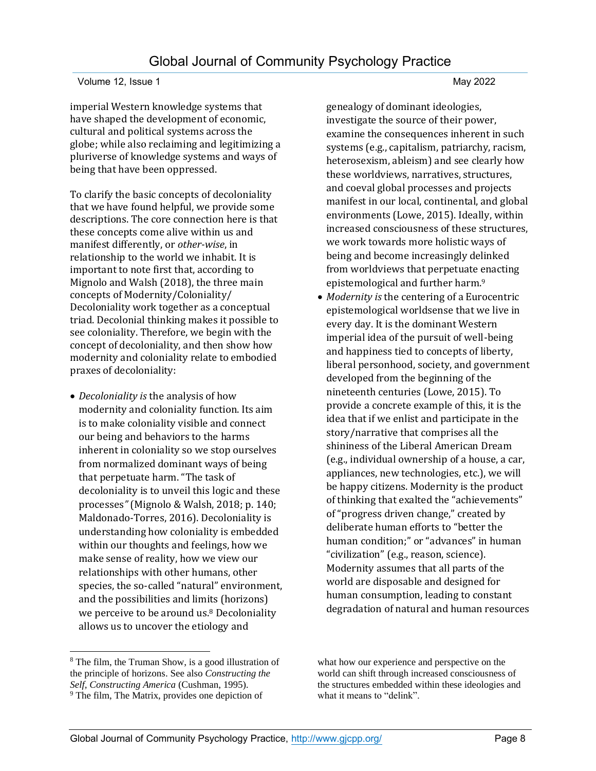imperial Western knowledge systems that have shaped the development of economic, cultural and political systems across the globe; while also reclaiming and legitimizing a pluriverse of knowledge systems and ways of being that have been oppressed.

To clarify the basic concepts of decoloniality that we have found helpful, we provide some descriptions. The core connection here is that these concepts come alive within us and manifest differently, or *other-wise*, in relationship to the world we inhabit. It is important to note first that, according to Mignolo and Walsh (2018), the three main concepts of Modernity/Coloniality/ Decoloniality work together as a conceptual triad. Decolonial thinking makes it possible to see coloniality. Therefore, we begin with the concept of decoloniality, and then show how modernity and coloniality relate to embodied praxes of decoloniality:

- *Decoloniality is* the analysis of how modernity and coloniality function. Its aim is to make coloniality visible and connect our being and behaviors to the harms inherent in coloniality so we stop ourselves from normalized dominant ways of being that perpetuate harm. "The task of decoloniality is to unveil this logic and these processes*"* (Mignolo & Walsh, 2018; p. 140; Maldonado-Torres, 2016). Decoloniality is understanding how coloniality is embedded within our thoughts and feelings, how we make sense of reality, how we view our relationships with other humans, other species, the so-called "natural" environment, and the possibilities and limits (horizons) we perceive to be around us.[8] Decoloniality allows us to uncover the etiology and genealogy of dominant ideologies, investigate the source of their power, examine the consequences inherent in such systems (e.g., capitalism, patriarchy, racism, heterosexism, ableism) and see clearly how these worldviews, narratives, structures, and coeval global processes and projects manifest in our local, continental, and global environments (Lowe, 2015). Ideally, within increased consciousness of these structures, we work towards more holistic ways of being and become increasingly delinked from worldviews that perpetuate enacting epistemological and further harm.[9]
- *Modernity is* the centering of a Eurocentric epistemological worldsense that we live in every day. It is the dominant Western imperial idea of the pursuit of well-being and happiness tied to concepts of liberty, liberal personhood, society, and government developed from the beginning of the nineteenth centuries (Lowe, 2015). To provide a concrete example of this, it is the idea that if we enlist and participate in the story/narrative that comprises all the shininess of the Liberal American Dream (e.g., individual ownership of a house, a car, appliances, new technologies, etc.), we will be happy citizens. Modernity is the product of thinking that exalted the "achievements" of "progress driven change," created by deliberate human efforts to "better the human condition;" or "advances" in human "civilization" (e.g., reason, science). Modernity assumes that all parts of the world are disposable and designed for human consumption, leading to constant degradation of natural and human resources

---

[8] The film, the Truman Show, is a good illustration of the principle of horizons. See also *Constructing the Self, Constructing America* (Cushman, 1995).

[9] The film, The Matrix, provides one depiction of what how our experience and perspective on the world can shift through increased consciousness of the structures embedded within these ideologies and what it means to "delink".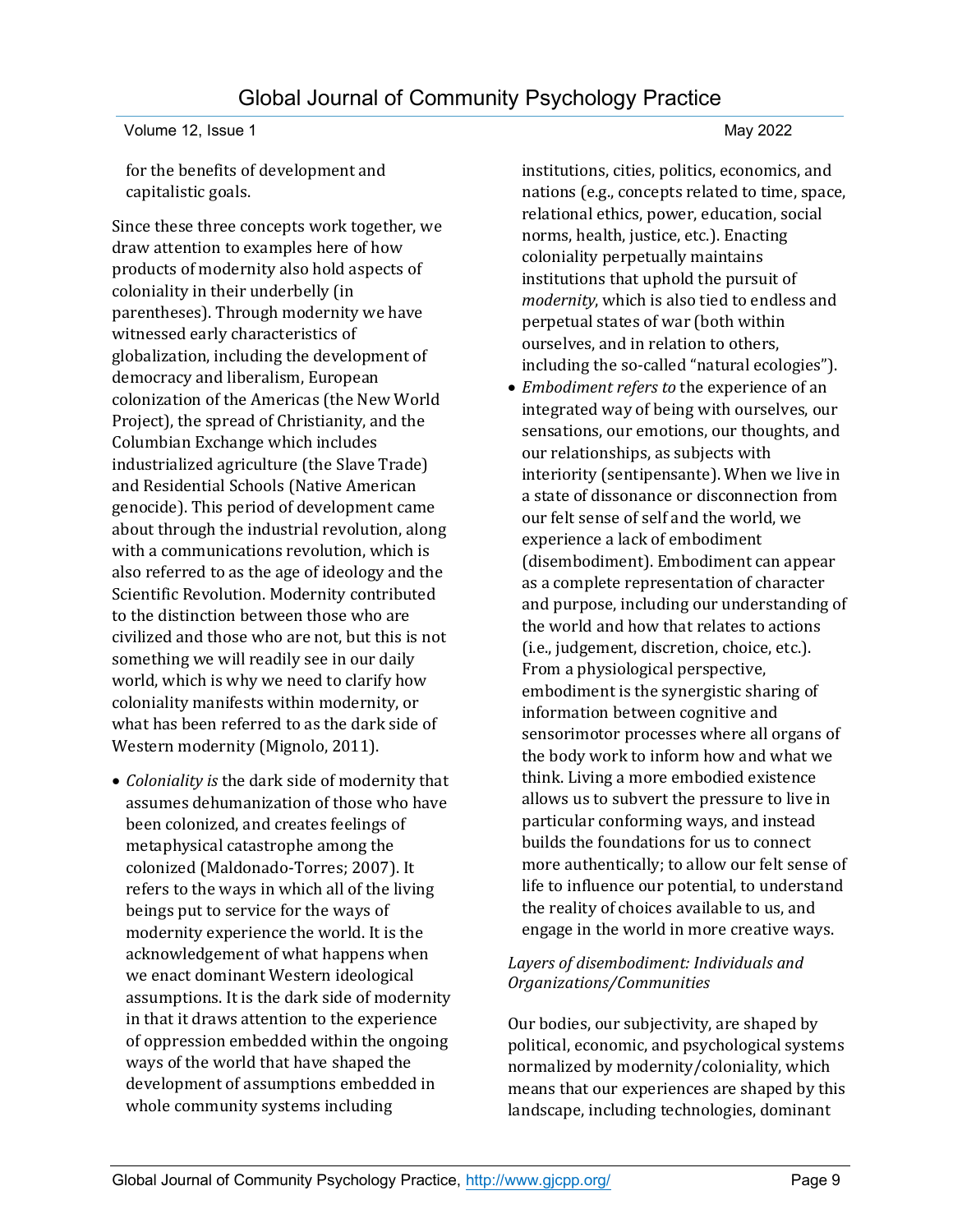for the benefits of development and capitalistic goals.

Since these three concepts work together, we draw attention to examples here of how products of modernity also hold aspects of coloniality in their underbelly (in parentheses). Through modernity we have witnessed early characteristics of globalization, including the development of democracy and liberalism, European colonization of the Americas (the New World Project), the spread of Christianity, and the Columbian Exchange which includes industrialized agriculture (the Slave Trade) and Residential Schools (Native American genocide). This period of development came about through the industrial revolution, along with a communications revolution, which is also referred to as the age of ideology and the Scientific Revolution. Modernity contributed to the distinction between those who are civilized and those who are not, but this is not something we will readily see in our daily world, which is why we need to clarify how coloniality manifests within modernity, or what has been referred to as the dark side of Western modernity (Mignolo, 2011).

- *Coloniality is* the dark side of modernity that assumes dehumanization of those who have been colonized, and creates feelings of metaphysical catastrophe among the colonized (Maldonado-Torres; 2007). It refers to the ways in which all of the living beings put to service for the ways of modernity experience the world. It is the acknowledgement of what happens when we enact dominant Western ideological assumptions. It is the dark side of modernity in that it draws attention to the experience of oppression embedded within the ongoing ways of the world that have shaped the development of assumptions embedded in whole community systems including institutions, cities, politics, economics, and nations (e.g., concepts related to time, space, relational ethics, power, education, social norms, health, justice, etc.). Enacting coloniality perpetually maintains institutions that uphold the pursuit of *modernity*, which is also tied to endless and perpetual states of war (both within ourselves, and in relation to others, including the so-called "natural ecologies").
- *Embodiment refers to* the experience of an integrated way of being with ourselves, our sensations, our emotions, our thoughts, and our relationships, as subjects with interiority (sentipensante). When we live in a state of dissonance or disconnection from our felt sense of self and the world, we experience a lack of embodiment (disembodiment). Embodiment can appear as a complete representation of character and purpose, including our understanding of the world and how that relates to actions (i.e., judgement, discretion, choice, etc.). From a physiological perspective, embodiment is the synergistic sharing of information between cognitive and sensorimotor processes where all organs of the body work to inform how and what we think. Living a more embodied existence allows us to subvert the pressure to live in particular conforming ways, and instead builds the foundations for us to connect more authentically; to allow our felt sense of life to influence our potential, to understand the reality of choices available to us, and engage in the world in more creative ways.

*Layers of disembodiment: Individuals and Organizations/Communities*

Our bodies, our subjectivity, are shaped by political, economic, and psychological systems normalized by modernity/coloniality, which means that our experiences are shaped by this landscape, including technologies, dominant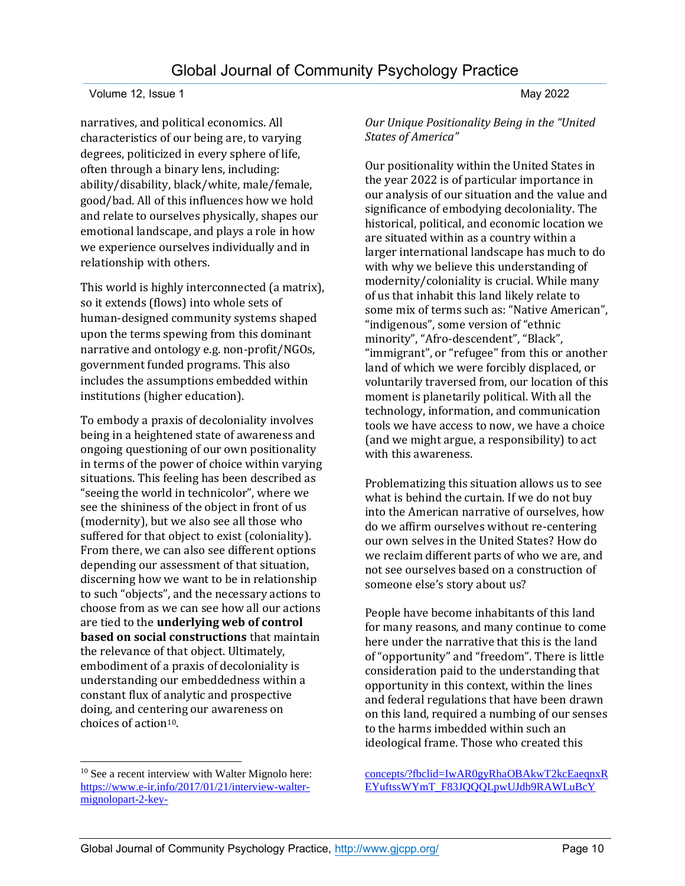narratives, and political economics. All characteristics of our being are, to varying degrees, politicized in every sphere of life, often through a binary lens, including: ability/disability, black/white, male/female, good/bad. All of this influences how we hold and relate to ourselves physically, shapes our emotional landscape, and plays a role in how we experience ourselves individually and in relationship with others.

This world is highly interconnected (a matrix), so it extends (flows) into whole sets of human-designed community systems shaped upon the terms spewing from this dominant narrative and ontology e.g. non-profit/NGOs, government funded programs. This also includes the assumptions embedded within institutions (higher education).

To embody a praxis of decoloniality involves being in a heightened state of awareness and ongoing questioning of our own positionality in terms of the power of choice within varying situations. This feeling has been described as "seeing the world in technicolor", where we see the shininess of the object in front of us (modernity), but we also see all those who suffered for that object to exist (coloniality). From there, we can also see different options depending our assessment of that situation, discerning how we want to be in relationship to such "objects", and the necessary actions to choose from as we can see how all our actions are tied to the **underlying web of control based on social constructions** that maintain the relevance of that object. Ultimately, embodiment of a praxis of decoloniality is understanding our embeddedness within a constant flux of analytic and prospective doing, and centering our awareness on choices of action[10].

*Our Unique Positionality Being in the "United States of America"*

Our positionality within the United States in the year 2022 is of particular importance in our analysis of our situation and the value and significance of embodying decoloniality. The historical, political, and economic location we are situated within as a country within a larger international landscape has much to do with why we believe this understanding of modernity/coloniality is crucial. While many of us that inhabit this land likely relate to some mix of terms such as: "Native American", "indigenous", some version of "ethnic minority", "Afro-descendent", "Black", "immigrant", or "refugee" from this or another land of which we were forcibly displaced, or voluntarily traversed from, our location of this moment is planetarily political. With all the technology, information, and communication tools we have access to now, we have a choice (and we might argue, a responsibility) to act with this awareness.

Problematizing this situation allows us to see what is behind the curtain. If we do not buy into the American narrative of ourselves, how do we affirm ourselves without re-centering our own selves in the United States? How do we reclaim different parts of who we are, and not see ourselves based on a construction of someone else's story about us?

People have become inhabitants of this land for many reasons, and many continue to come here under the narrative that this is the land of "opportunity" and "freedom". There is little consideration paid to the understanding that opportunity in this context, within the lines and federal regulations that have been drawn on this land, required a numbing of our senses to the harms imbedded within such an ideological frame. Those who created this

---

[10] See a recent interview with Walter Mignolo here: https://www.e-ir.info/2017/01/21/interview-walter-mignolopart-2-key-concepts/?fbclid=IwAR0gyRhaOBAkwT2kcEaeqnxREYuftssWYmT_F83JQQQLpwUJdb9RAWLuBcY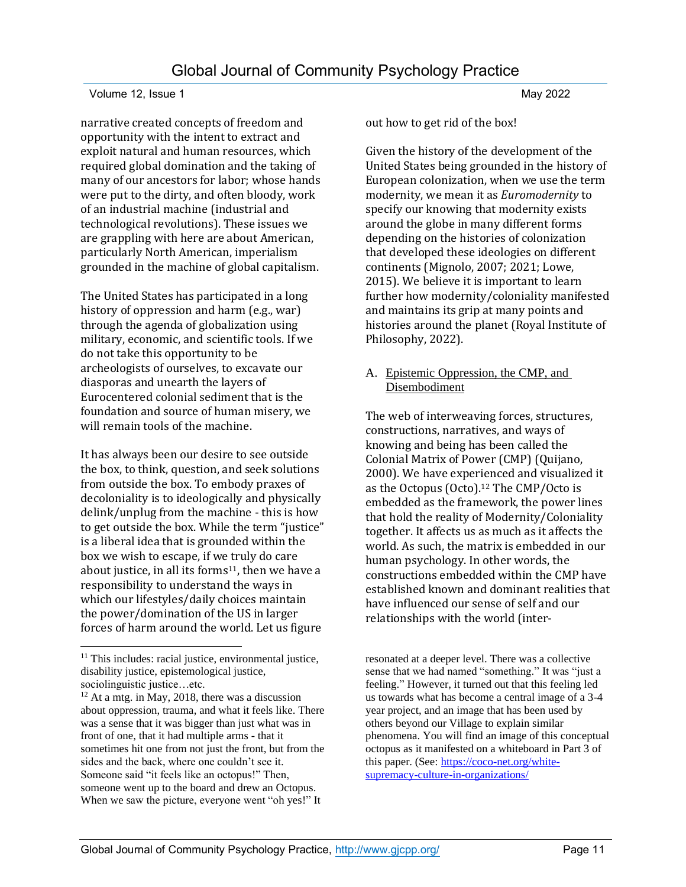narrative created concepts of freedom and opportunity with the intent to extract and exploit natural and human resources, which required global domination and the taking of many of our ancestors for labor; whose hands were put to the dirty, and often bloody, work of an industrial machine (industrial and technological revolutions). These issues we are grappling with here are about American, particularly North American, imperialism grounded in the machine of global capitalism.

The United States has participated in a long history of oppression and harm (e.g., war) through the agenda of globalization using military, economic, and scientific tools. If we do not take this opportunity to be archeologists of ourselves, to excavate our diasporas and unearth the layers of Eurocentered colonial sediment that is the foundation and source of human misery, we will remain tools of the machine.

It has always been our desire to see outside the box, to think, question, and seek solutions from outside the box. To embody praxes of decoloniality is to ideologically and physically delink/unplug from the machine - this is how to get outside the box. While the term "justice" is a liberal idea that is grounded within the box we wish to escape, if we truly do care about justice, in all its forms[11], then we have a responsibility to understand the ways in which our lifestyles/daily choices maintain the power/domination of the US in larger forces of harm around the world. Let us figure out how to get rid of the box!

Given the history of the development of the United States being grounded in the history of European colonization, when we use the term modernity, we mean it as *Euromodernity* to specify our knowing that modernity exists around the globe in many different forms depending on the histories of colonization that developed these ideologies on different continents (Mignolo, 2007; 2021; Lowe, 2015). We believe it is important to learn further how modernity/coloniality manifested and maintains its grip at many points and histories around the planet (Royal Institute of Philosophy, 2022).

## A. Epistemic Oppression, the CMP, and Disembodiment

The web of interweaving forces, structures, constructions, narratives, and ways of knowing and being has been called the Colonial Matrix of Power (CMP) (Quijano, 2000). We have experienced and visualized it as the Octopus (Octo).[12] The CMP/Octo is embedded as the framework, the power lines that hold the reality of Modernity/Coloniality together. It affects us as much as it affects the world. As such, the matrix is embedded in our human psychology. In other words, the constructions embedded within the CMP have established known and dominant realities that have influenced our sense of self and our relationships with the world (inter-

---

[11] This includes: racial justice, environmental justice, disability justice, epistemological justice, sociolinguistic justice…etc.

[12] At a mtg. in May, 2018, there was a discussion about oppression, trauma, and what it feels like. There was a sense that it was bigger than just what was in front of one, that it had multiple arms - that it sometimes hit one from not just the front, but from the sides and the back, where one couldn't see it. Someone said "it feels like an octopus!" Then, someone went up to the board and drew an Octopus. When we saw the picture, everyone went "oh yes!" It resonated at a deeper level. There was a collective sense that we had named "something." It was "just a feeling." However, it turned out that this feeling led us towards what has become a central image of a 3-4 year project, and an image that has been used by others beyond our Village to explain similar phenomena. You will find an image of this conceptual octopus as it manifested on a whiteboard in Part 3 of this paper. (See: https://coco-net.org/white-supremacy-culture-in-organizations/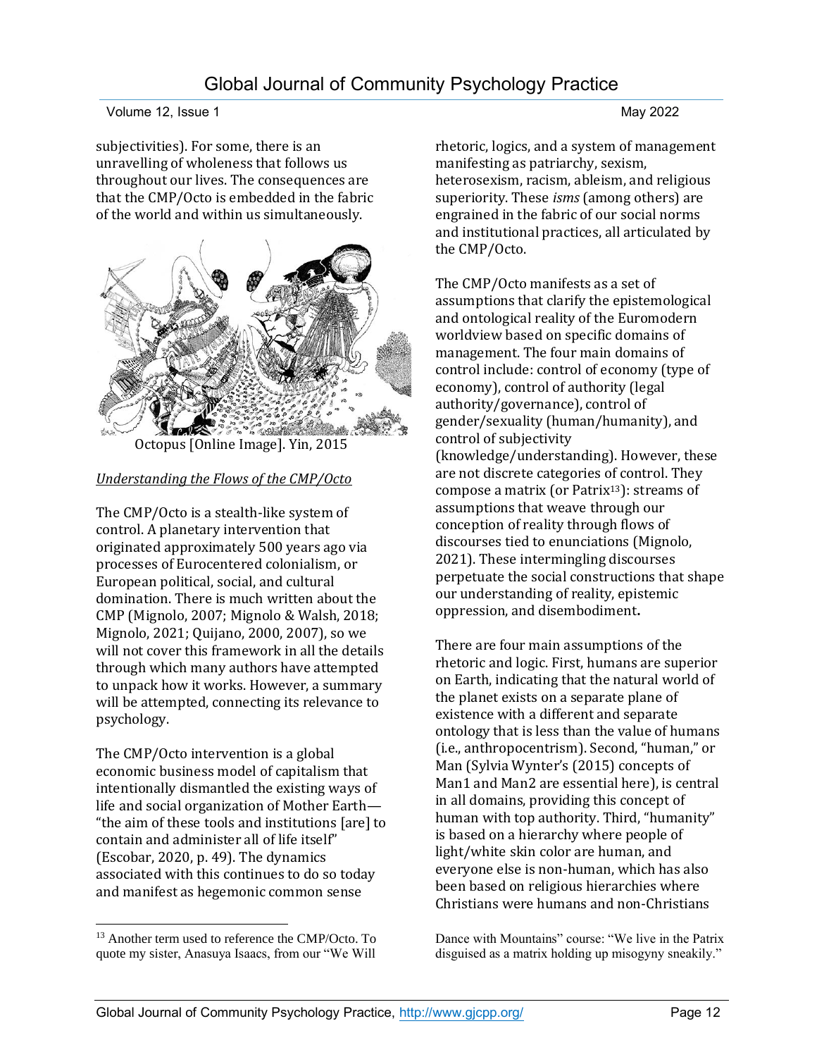subjectivities). For some, there is an unravelling of wholeness that follows us throughout our lives. The consequences are that the CMP/Octo is embedded in the fabric of the world and within us simultaneously.

Octopus [Online Image]. Yin, 2015

*Understanding the Flows of the CMP/Octo*

The CMP/Octo is a stealth-like system of control. A planetary intervention that originated approximately 500 years ago via processes of Eurocentered colonialism, or European political, social, and cultural domination. There is much written about the CMP (Mignolo, 2007; Mignolo & Walsh, 2018; Mignolo, 2021; Quijano, 2000, 2007), so we will not cover this framework in all the details through which many authors have attempted to unpack how it works. However, a summary will be attempted, connecting its relevance to psychology.

The CMP/Octo intervention is a global economic business model of capitalism that intentionally dismantled the existing ways of life and social organization of Mother Earth—"the aim of these tools and institutions [are] to contain and administer all of life itself" (Escobar, 2020, p. 49). The dynamics associated with this continues to do so today and manifest as hegemonic common sense rhetoric, logics, and a system of management manifesting as patriarchy, sexism, heterosexism, racism, ableism, and religious superiority. These *isms* (among others) are engrained in the fabric of our social norms and institutional practices, all articulated by the CMP/Octo.

The CMP/Octo manifests as a set of assumptions that clarify the epistemological and ontological reality of the Euromodern worldview based on specific domains of management. The four main domains of control include: control of economy (type of economy), control of authority (legal authority/governance), control of gender/sexuality (human/humanity), and control of subjectivity (knowledge/understanding). However, these are not discrete categories of control. They compose a matrix (or Patrix[13]): streams of assumptions that weave through our conception of reality through flows of discourses tied to enunciations (Mignolo, 2021). These intermingling discourses perpetuate the social constructions that shape our understanding of reality, epistemic oppression, and disembodiment**.**

There are four main assumptions of the rhetoric and logic. First, humans are superior on Earth, indicating that the natural world of the planet exists on a separate plane of existence with a different and separate ontology that is less than the value of humans (i.e., anthropocentrism). Second, "human," or Man (Sylvia Wynter's (2015) concepts of Man1 and Man2 are essential here), is central in all domains, providing this concept of human with top authority. Third, "humanity" is based on a hierarchy where people of light/white skin color are human, and everyone else is non-human, which has also been based on religious hierarchies where Christians were humans and non-Christians

[13] Another term used to reference the CMP/Octo. To quote my sister, Anasuya Isaacs, from our "We Will Dance with Mountains" course: "We live in the Patrix disguised as a matrix holding up misogyny sneakily."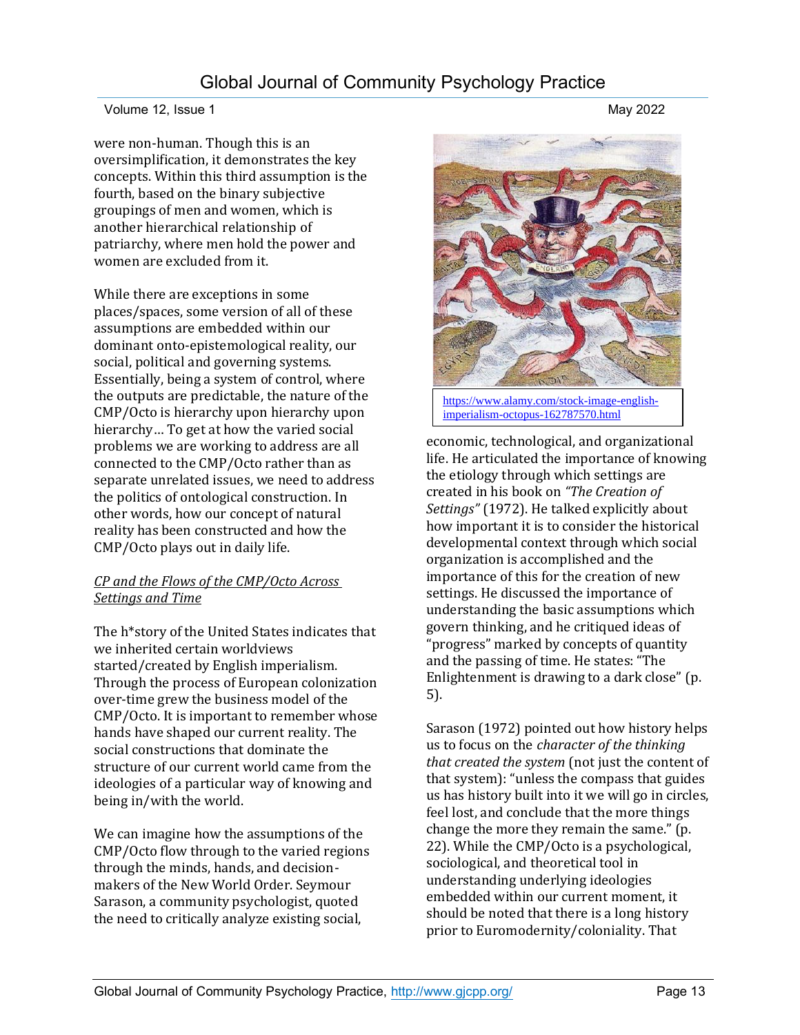were non-human. Though this is an oversimplification, it demonstrates the key concepts. Within this third assumption is the fourth, based on the binary subjective groupings of men and women, which is another hierarchical relationship of patriarchy, where men hold the power and women are excluded from it.

While there are exceptions in some places/spaces, some version of all of these assumptions are embedded within our dominant onto-epistemological reality, our social, political and governing systems. Essentially, being a system of control, where the outputs are predictable, the nature of the CMP/Octo is hierarchy upon hierarchy upon hierarchy… To get at how the varied social problems we are working to address are all connected to the CMP/Octo rather than as separate unrelated issues, we need to address the politics of ontological construction. In other words, how our concept of natural reality has been constructed and how the CMP/Octo plays out in daily life.

*CP and the Flows of the CMP/Octo Across Settings and Time*

The h*story of the United States indicates that we inherited certain worldviews started/created by English imperialism. Through the process of European colonization over-time grew the business model of the CMP/Octo. It is important to remember whose hands have shaped our current reality. The social constructions that dominate the structure of our current world came from the ideologies of a particular way of knowing and being in/with the world.

We can imagine how the assumptions of the CMP/Octo flow through to the varied regions through the minds, hands, and decision-makers of the New World Order. Seymour Sarason, a community psychologist, quoted the need to critically analyze existing social,

https://www.alamy.com/stock-image-english-imperialism-octopus-162787570.html

economic, technological, and organizational life. He articulated the importance of knowing the etiology through which settings are created in his book on *"The Creation of Settings"* (1972). He talked explicitly about how important it is to consider the historical developmental context through which social organization is accomplished and the importance of this for the creation of new settings. He discussed the importance of understanding the basic assumptions which govern thinking, and he critiqued ideas of "progress" marked by concepts of quantity and the passing of time. He states: "The Enlightenment is drawing to a dark close" (p. 5).

Sarason (1972) pointed out how history helps us to focus on the *character of the thinking that created the system* (not just the content of that system): "unless the compass that guides us has history built into it we will go in circles, feel lost, and conclude that the more things change the more they remain the same." (p. 22). While the CMP/Octo is a psychological, sociological, and theoretical tool in understanding underlying ideologies embedded within our current moment, it should be noted that there is a long history prior to Euromodernity/coloniality. That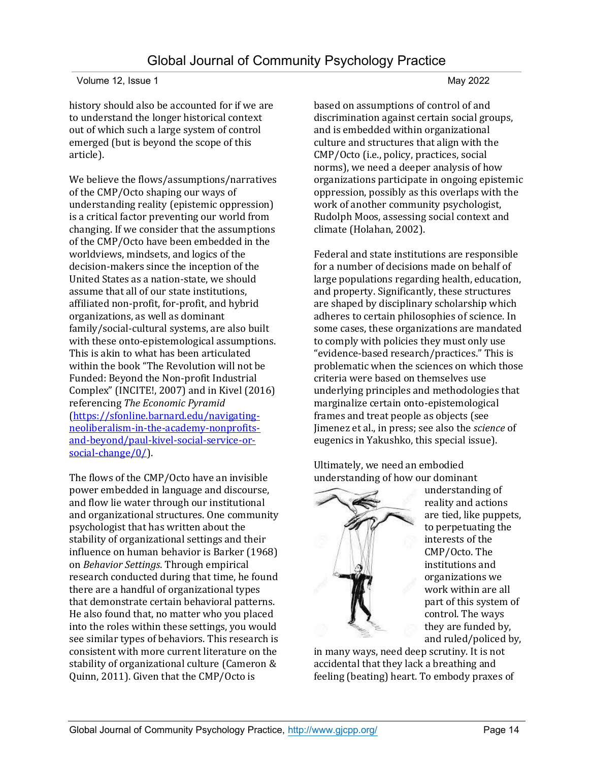history should also be accounted for if we are to understand the longer historical context out of which such a large system of control emerged (but is beyond the scope of this article).

We believe the flows/assumptions/narratives of the CMP/Octo shaping our ways of understanding reality (epistemic oppression) is a critical factor preventing our world from changing. If we consider that the assumptions of the CMP/Octo have been embedded in the worldviews, mindsets, and logics of the decision-makers since the inception of the United States as a nation-state, we should assume that all of our state institutions, affiliated non-profit, for-profit, and hybrid organizations, as well as dominant family/social-cultural systems, are also built with these onto-epistemological assumptions. This is akin to what has been articulated within the book "The Revolution will not be Funded: Beyond the Non-profit Industrial Complex" (INCITE!, 2007) and in Kivel (2016) referencing *The Economic Pyramid* (https://sfonline.barnard.edu/navigating-neoliberalism-in-the-academy-nonprofits-and-beyond/paul-kivel-social-service-or-social-change/0/).

The flows of the CMP/Octo have an invisible power embedded in language and discourse, and flow lie water through our institutional and organizational structures. One community psychologist that has written about the stability of organizational settings and their influence on human behavior is Barker (1968) on *Behavior Settings*. Through empirical research conducted during that time, he found there are a handful of organizational types that demonstrate certain behavioral patterns. He also found that, no matter who you placed into the roles within these settings, you would see similar types of behaviors. This research is consistent with more current literature on the stability of organizational culture (Cameron & Quinn, 2011). Given that the CMP/Octo is based on assumptions of control of and discrimination against certain social groups, and is embedded within organizational culture and structures that align with the CMP/Octo (i.e., policy, practices, social norms), we need a deeper analysis of how organizations participate in ongoing epistemic oppression, possibly as this overlaps with the work of another community psychologist, Rudolph Moos, assessing social context and climate (Holahan, 2002).

Federal and state institutions are responsible for a number of decisions made on behalf of large populations regarding health, education, and property. Significantly, these structures are shaped by disciplinary scholarship which adheres to certain philosophies of science. In some cases, these organizations are mandated to comply with policies they must only use "evidence-based research/practices." This is problematic when the sciences on which those criteria were based on themselves use underlying principles and methodologies that marginalize certain onto-epistemological frames and treat people as objects (see Jimenez et al., in press; see also the *science* of eugenics in Yakushko, this special issue).

Ultimately, we need an embodied understanding of how our dominant understanding of reality and actions are tied, like puppets, to perpetuating the interests of the CMP/Octo. The institutions and organizations we work within are all part of this system of control. The ways they are funded by, and ruled/policed by, in many ways, need deep scrutiny. It is not accidental that they lack a breathing and feeling (beating) heart. To embody praxes of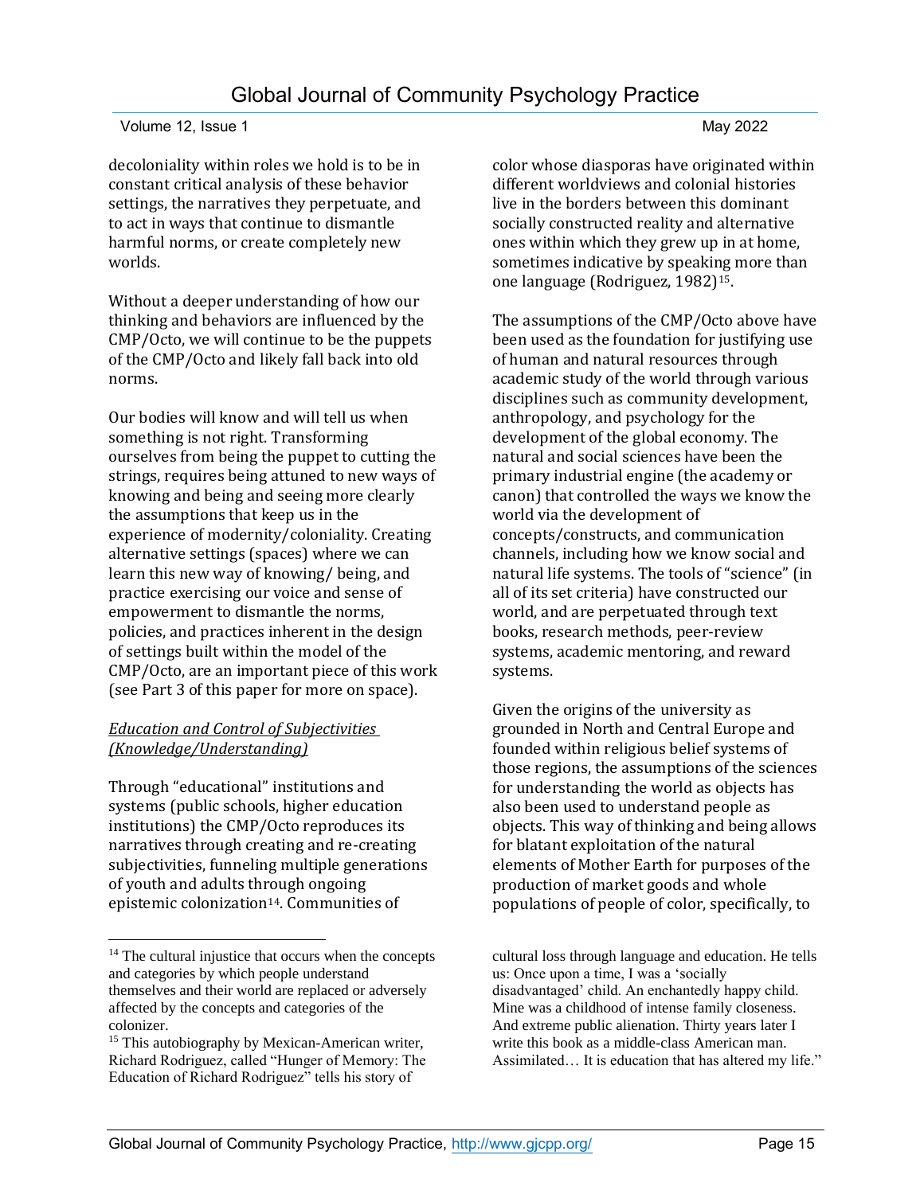decoloniality within roles we hold is to be in constant critical analysis of these behavior settings, the narratives they perpetuate, and to act in ways that continue to dismantle harmful norms, or create completely new worlds.

Without a deeper understanding of how our thinking and behaviors are influenced by the CMP/Octo, we will continue to be the puppets of the CMP/Octo and likely fall back into old norms.

Our bodies will know and will tell us when something is not right. Transforming ourselves from being the puppet to cutting the strings, requires being attuned to new ways of knowing and being and seeing more clearly the assumptions that keep us in the experience of modernity/coloniality. Creating alternative settings (spaces) where we can learn this new way of knowing/ being, and practice exercising our voice and sense of empowerment to dismantle the norms, policies, and practices inherent in the design of settings built within the model of the CMP/Octo, are an important piece of this work (see Part 3 of this paper for more on space).

*Education and Control of Subjectivities (Knowledge/Understanding)*

Through "educational" institutions and systems (public schools, higher education institutions) the CMP/Octo reproduces its narratives through creating and re-creating subjectivities, funneling multiple generations of youth and adults through ongoing epistemic colonization[14]. Communities of color whose diasporas have originated within different worldviews and colonial histories live in the borders between this dominant socially constructed reality and alternative ones within which they grew up in at home, sometimes indicative by speaking more than one language (Rodriguez, 1982)[15].

The assumptions of the CMP/Octo above have been used as the foundation for justifying use of human and natural resources through academic study of the world through various disciplines such as community development, anthropology, and psychology for the development of the global economy. The natural and social sciences have been the primary industrial engine (the academy or canon) that controlled the ways we know the world via the development of concepts/constructs, and communication channels, including how we know social and natural life systems. The tools of "science" (in all of its set criteria) have constructed our world, and are perpetuated through text books, research methods, peer-review systems, academic mentoring, and reward systems.

Given the origins of the university as grounded in North and Central Europe and founded within religious belief systems of those regions, the assumptions of the sciences for understanding the world as objects has also been used to understand people as objects. This way of thinking and being allows for blatant exploitation of the natural elements of Mother Earth for purposes of the production of market goods and whole populations of people of color, specifically, to

---

[14] The cultural injustice that occurs when the concepts and categories by which people understand themselves and their world are replaced or adversely affected by the concepts and categories of the colonizer.

[15] This autobiography by Mexican-American writer, Richard Rodriguez, called "Hunger of Memory: The Education of Richard Rodriguez" tells his story of cultural loss through language and education. He tells us: Once upon a time, I was a 'socially disadvantaged' child. An enchantedly happy child. Mine was a childhood of intense family closeness. And extreme public alienation. Thirty years later I write this book as a middle-class American man. Assimilated… It is education that has altered my life."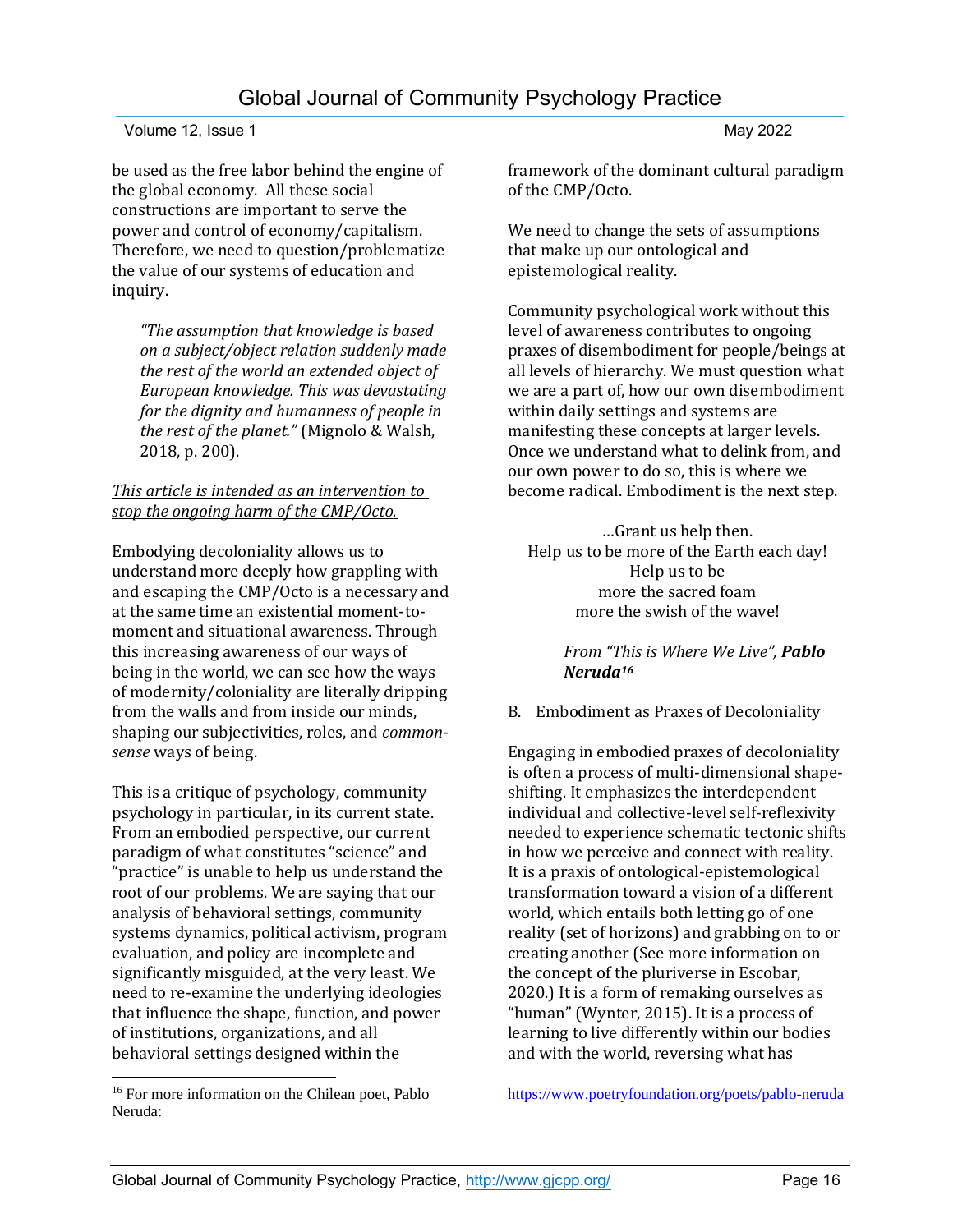be used as the free labor behind the engine of the global economy. All these social constructions are important to serve the power and control of economy/capitalism. Therefore, we need to question/problematize the value of our systems of education and inquiry.

> *"The assumption that knowledge is based on a subject/object relation suddenly made the rest of the world an extended object of European knowledge. This was devastating for the dignity and humanness of people in the rest of the planet."* (Mignolo & Walsh, 2018, p. 200).

<u>*This article is intended as an intervention to stop the ongoing harm of the CMP/Octo.*</u>

Embodying decoloniality allows us to understand more deeply how grappling with and escaping the CMP/Octo is a necessary and at the same time an existential moment-to-moment and situational awareness. Through this increasing awareness of our ways of being in the world, we can see how the ways of modernity/coloniality are literally dripping from the walls and from inside our minds, shaping our subjectivities, roles, and *common-sense* ways of being.

This is a critique of psychology, community psychology in particular, in its current state. From an embodied perspective, our current paradigm of what constitutes "science" and "practice" is unable to help us understand the root of our problems. We are saying that our analysis of behavioral settings, community systems dynamics, political activism, program evaluation, and policy are incomplete and significantly misguided, at the very least. We need to re-examine the underlying ideologies that influence the shape, function, and power of institutions, organizations, and all behavioral settings designed within the framework of the dominant cultural paradigm of the CMP/Octo.

We need to change the sets of assumptions that make up our ontological and epistemological reality.

Community psychological work without this level of awareness contributes to ongoing praxes of disembodiment for people/beings at all levels of hierarchy. We must question what we are a part of, how our own disembodiment within daily settings and systems are manifesting these concepts at larger levels. Once we understand what to delink from, and our own power to do so, this is where we become radical. Embodiment is the next step.

…Grant us help then.
Help us to be more of the Earth each day!
Help us to be
more the sacred foam
more the swish of the wave!

*From "This is Where We Live", **Pablo Neruda**[16]*

## B. <u>Embodiment as Praxes of Decoloniality</u>

Engaging in embodied praxes of decoloniality is often a process of multi-dimensional shape-shifting. It emphasizes the interdependent individual and collective-level self-reflexivity needed to experience schematic tectonic shifts in how we perceive and connect with reality. It is a praxis of ontological-epistemological transformation toward a vision of a different world, which entails both letting go of one reality (set of horizons) and grabbing on to or creating another (See more information on the concept of the pluriverse in Escobar, 2020.) It is a form of remaking ourselves as "human" (Wynter, 2015). It is a process of learning to live differently within our bodies and with the world, reversing what has

[16] For more information on the Chilean poet, Pablo Neruda: https://www.poetryfoundation.org/poets/pablo-neruda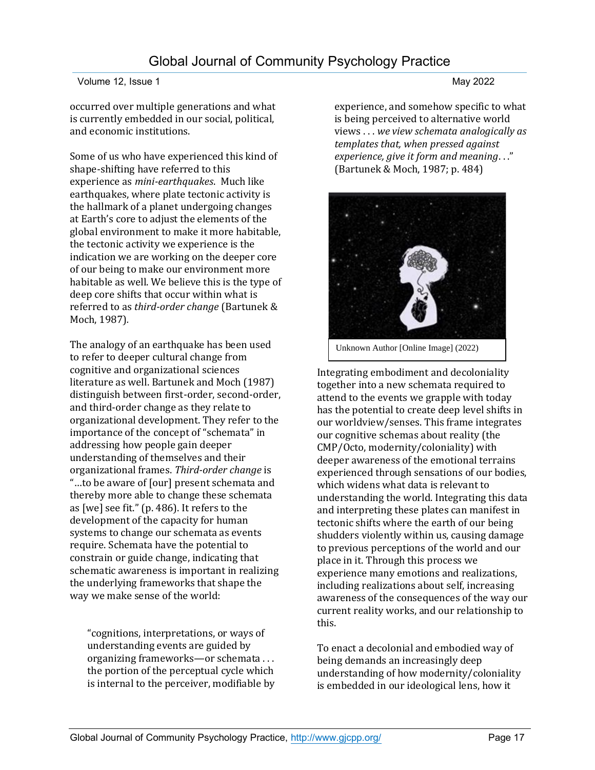occurred over multiple generations and what is currently embedded in our social, political, and economic institutions.

Some of us who have experienced this kind of shape-shifting have referred to this experience as *mini-earthquakes*. Much like earthquakes, where plate tectonic activity is the hallmark of a planet undergoing changes at Earth's core to adjust the elements of the global environment to make it more habitable, the tectonic activity we experience is the indication we are working on the deeper core of our being to make our environment more habitable as well. We believe this is the type of deep core shifts that occur within what is referred to as *third-order change* (Bartunek & Moch, 1987).

The analogy of an earthquake has been used to refer to deeper cultural change from cognitive and organizational sciences literature as well. Bartunek and Moch (1987) distinguish between first-order, second-order, and third-order change as they relate to organizational development. They refer to the importance of the concept of "schemata" in addressing how people gain deeper understanding of themselves and their organizational frames. *Third-order change* is "…to be aware of [our] present schemata and thereby more able to change these schemata as [we] see fit." (p. 486). It refers to the development of the capacity for human systems to change our schemata as events require. Schemata have the potential to constrain or guide change, indicating that schematic awareness is important in realizing the underlying frameworks that shape the way we make sense of the world:

> "cognitions, interpretations, or ways of understanding events are guided by organizing frameworks—or schemata . . . the portion of the perceptual cycle which is internal to the perceiver, modifiable by experience, and somehow specific to what is being perceived to alternative world views . . . *we view schemata analogically as templates that, when pressed against experience, give it form and meaning*. . ." (Bartunek & Moch, 1987; p. 484)

Unknown Author [Online Image] (2022)

Integrating embodiment and decoloniality together into a new schemata required to attend to the events we grapple with today has the potential to create deep level shifts in our worldview/senses. This frame integrates our cognitive schemas about reality (the CMP/Octo, modernity/coloniality) with deeper awareness of the emotional terrains experienced through sensations of our bodies, which widens what data is relevant to understanding the world. Integrating this data and interpreting these plates can manifest in tectonic shifts where the earth of our being shudders violently within us, causing damage to previous perceptions of the world and our place in it. Through this process we experience many emotions and realizations, including realizations about self, increasing awareness of the consequences of the way our current reality works, and our relationship to this.

To enact a decolonial and embodied way of being demands an increasingly deep understanding of how modernity/coloniality is embedded in our ideological lens, how it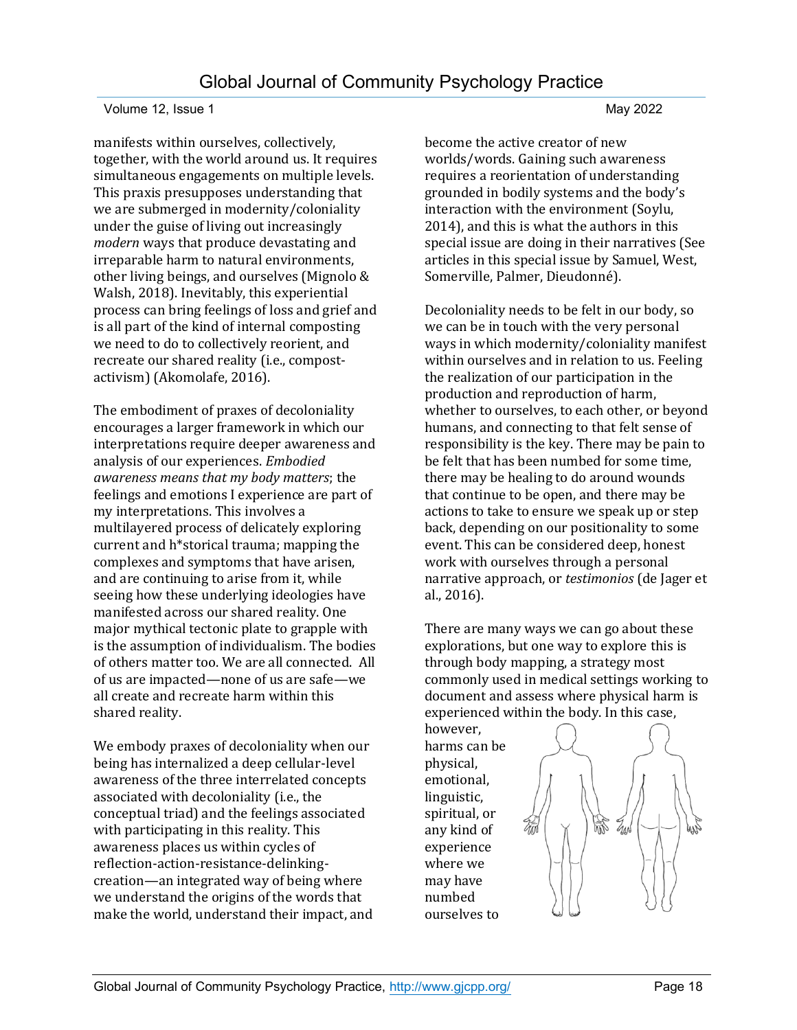manifests within ourselves, collectively, together, with the world around us. It requires simultaneous engagements on multiple levels. This praxis presupposes understanding that we are submerged in modernity/coloniality under the guise of living out increasingly *modern* ways that produce devastating and irreparable harm to natural environments, other living beings, and ourselves (Mignolo & Walsh, 2018). Inevitably, this experiential process can bring feelings of loss and grief and is all part of the kind of internal composting we need to do to collectively reorient, and recreate our shared reality (i.e., compost-activism) (Akomolafe, 2016).

The embodiment of praxes of decoloniality encourages a larger framework in which our interpretations require deeper awareness and analysis of our experiences. *Embodied awareness means that my body matters*; the feelings and emotions I experience are part of my interpretations. This involves a multilayered process of delicately exploring current and h*storical trauma; mapping the complexes and symptoms that have arisen, and are continuing to arise from it, while seeing how these underlying ideologies have manifested across our shared reality. One major mythical tectonic plate to grapple with is the assumption of individualism. The bodies of others matter too. We are all connected. All of us are impacted—none of us are safe—we all create and recreate harm within this shared reality.

We embody praxes of decoloniality when our being has internalized a deep cellular-level awareness of the three interrelated concepts associated with decoloniality (i.e., the conceptual triad) and the feelings associated with participating in this reality. This awareness places us within cycles of reflection-action-resistance-delinking-creation—an integrated way of being where we understand the origins of the words that make the world, understand their impact, and become the active creator of new worlds/words. Gaining such awareness requires a reorientation of understanding grounded in bodily systems and the body's interaction with the environment (Soylu, 2014), and this is what the authors in this special issue are doing in their narratives (See articles in this special issue by Samuel, West, Somerville, Palmer, Dieudonné).

Decoloniality needs to be felt in our body, so we can be in touch with the very personal ways in which modernity/coloniality manifest within ourselves and in relation to us. Feeling the realization of our participation in the production and reproduction of harm, whether to ourselves, to each other, or beyond humans, and connecting to that felt sense of responsibility is the key. There may be pain to be felt that has been numbed for some time, there may be healing to do around wounds that continue to be open, and there may be actions to take to ensure we speak up or step back, depending on our positionality to some event. This can be considered deep, honest work with ourselves through a personal narrative approach, or *testimonios* (de Jager et al., 2016).

There are many ways we can go about these explorations, but one way to explore this is through body mapping, a strategy most commonly used in medical settings working to document and assess where physical harm is experienced within the body. In this case, however, harms can be physical, emotional, linguistic, spiritual, or any kind of experience where we may have numbed ourselves to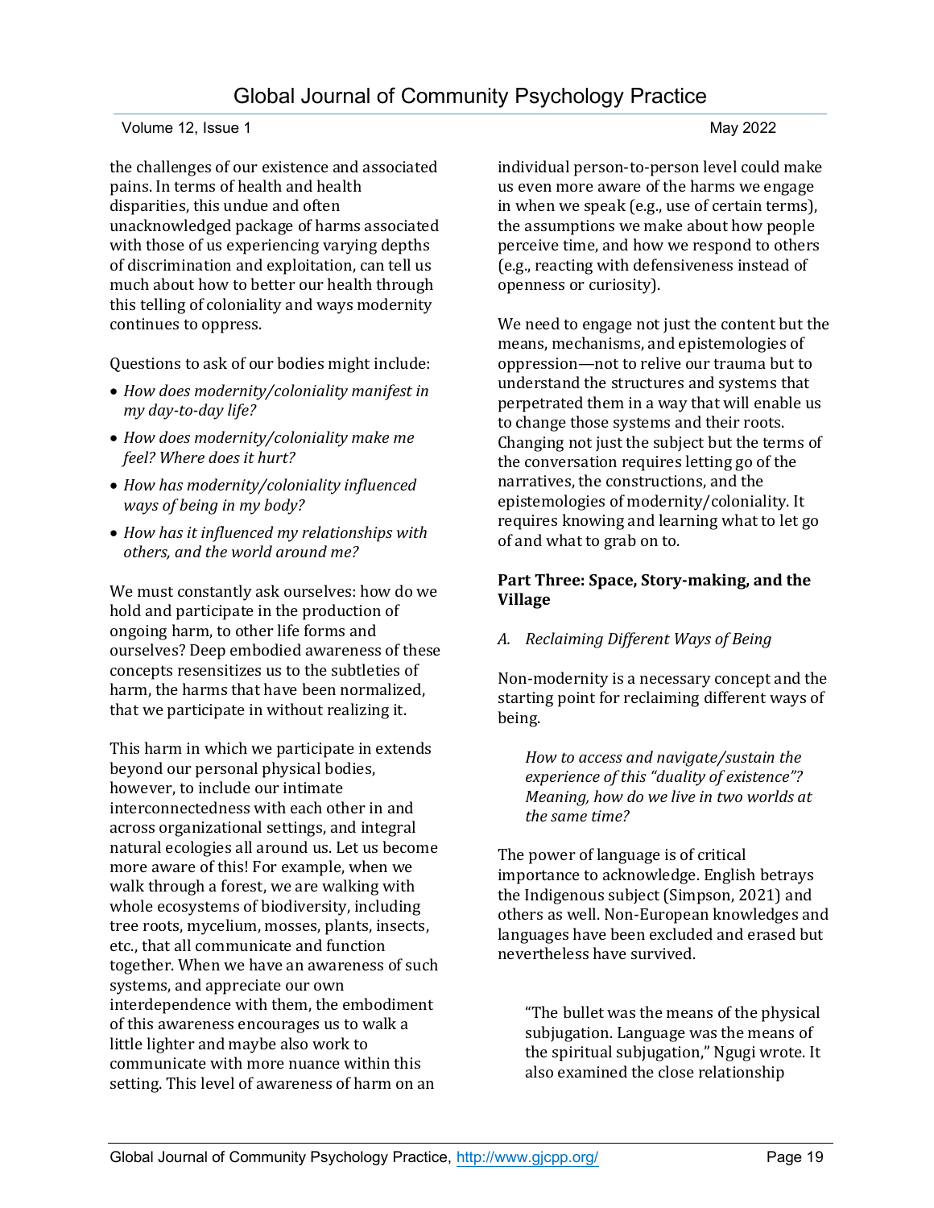the challenges of our existence and associated pains. In terms of health and health disparities, this undue and often unacknowledged package of harms associated with those of us experiencing varying depths of discrimination and exploitation, can tell us much about how to better our health through this telling of coloniality and ways modernity continues to oppress.

Questions to ask of our bodies might include:

- *How does modernity/coloniality manifest in my day-to-day life?*
- *How does modernity/coloniality make me feel? Where does it hurt?*
- *How has modernity/coloniality influenced ways of being in my body?*
- *How has it influenced my relationships with others, and the world around me?*

We must constantly ask ourselves: how do we hold and participate in the production of ongoing harm, to other life forms and ourselves? Deep embodied awareness of these concepts resensitizes us to the subtleties of harm, the harms that have been normalized, that we participate in without realizing it.

This harm in which we participate in extends beyond our personal physical bodies, however, to include our intimate interconnectedness with each other in and across organizational settings, and integral natural ecologies all around us. Let us become more aware of this! For example, when we walk through a forest, we are walking with whole ecosystems of biodiversity, including tree roots, mycelium, mosses, plants, insects, etc., that all communicate and function together. When we have an awareness of such systems, and appreciate our own interdependence with them, the embodiment of this awareness encourages us to walk a little lighter and maybe also work to communicate with more nuance within this setting. This level of awareness of harm on an individual person-to-person level could make us even more aware of the harms we engage in when we speak (e.g., use of certain terms), the assumptions we make about how people perceive time, and how we respond to others (e.g., reacting with defensiveness instead of openness or curiosity).

We need to engage not just the content but the means, mechanisms, and epistemologies of oppression—not to relive our trauma but to understand the structures and systems that perpetrated them in a way that will enable us to change those systems and their roots. Changing not just the subject but the terms of the conversation requires letting go of the narratives, the constructions, and the epistemologies of modernity/coloniality. It requires knowing and learning what to let go of and what to grab on to.

**Part Three: Space, Story-making, and the Village**

*A. Reclaiming Different Ways of Being*

Non-modernity is a necessary concept and the starting point for reclaiming different ways of being.

> *How to access and navigate/sustain the experience of this "duality of existence"? Meaning, how do we live in two worlds at the same time?*

The power of language is of critical importance to acknowledge. English betrays the Indigenous subject (Simpson, 2021) and others as well. Non-European knowledges and languages have been excluded and erased but nevertheless have survived.

> "The bullet was the means of the physical subjugation. Language was the means of the spiritual subjugation," Ngugi wrote. It also examined the close relationship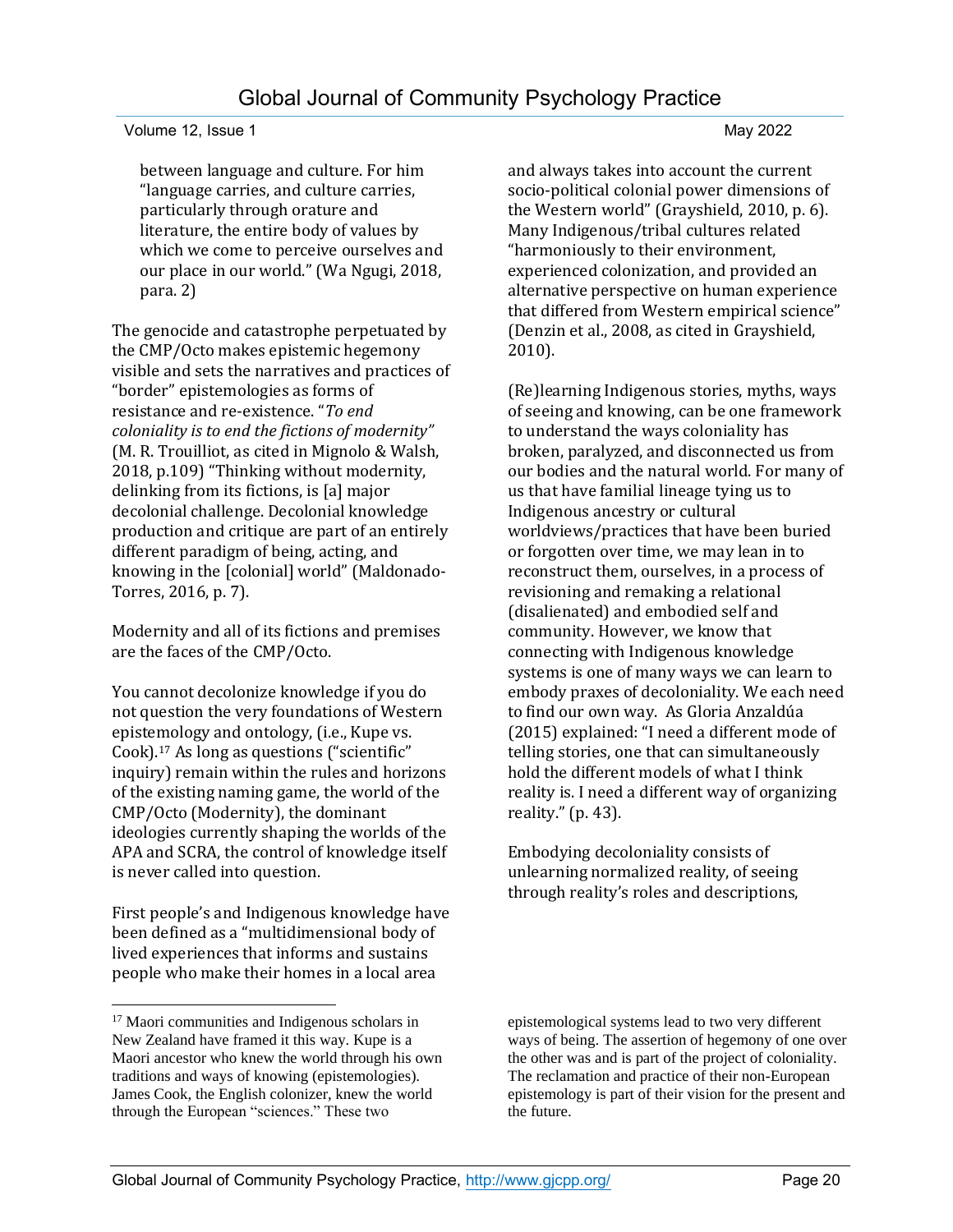between language and culture. For him "language carries, and culture carries, particularly through orature and literature, the entire body of values by which we come to perceive ourselves and our place in our world." (Wa Ngugi, 2018, para. 2)

The genocide and catastrophe perpetuated by the CMP/Octo makes epistemic hegemony visible and sets the narratives and practices of "border" epistemologies as forms of resistance and re-existence. "*To end coloniality is to end the fictions of modernity"* (M. R. Trouilliot, as cited in Mignolo & Walsh, 2018, p.109) "Thinking without modernity, delinking from its fictions, is [a] major decolonial challenge. Decolonial knowledge production and critique are part of an entirely different paradigm of being, acting, and knowing in the [colonial] world" (Maldonado-Torres, 2016, p. 7).

Modernity and all of its fictions and premises are the faces of the CMP/Octo.

You cannot decolonize knowledge if you do not question the very foundations of Western epistemology and ontology, (i.e., Kupe vs. Cook).[17] As long as questions ("scientific" inquiry) remain within the rules and horizons of the existing naming game, the world of the CMP/Octo (Modernity), the dominant ideologies currently shaping the worlds of the APA and SCRA, the control of knowledge itself is never called into question.

First people's and Indigenous knowledge have been defined as a "multidimensional body of lived experiences that informs and sustains people who make their homes in a local area and always takes into account the current socio-political colonial power dimensions of the Western world" (Grayshield, 2010, p. 6). Many Indigenous/tribal cultures related "harmoniously to their environment, experienced colonization, and provided an alternative perspective on human experience that differed from Western empirical science" (Denzin et al., 2008, as cited in Grayshield, 2010).

(Re)learning Indigenous stories, myths, ways of seeing and knowing, can be one framework to understand the ways coloniality has broken, paralyzed, and disconnected us from our bodies and the natural world. For many of us that have familial lineage tying us to Indigenous ancestry or cultural worldviews/practices that have been buried or forgotten over time, we may lean in to reconstruct them, ourselves, in a process of revisioning and remaking a relational (disalienated) and embodied self and community. However, we know that connecting with Indigenous knowledge systems is one of many ways we can learn to embody praxes of decoloniality. We each need to find our own way. As Gloria Anzaldúa (2015) explained: "I need a different mode of telling stories, one that can simultaneously hold the different models of what I think reality is. I need a different way of organizing reality." (p. 43).

Embodying decoloniality consists of unlearning normalized reality, of seeing through reality's roles and descriptions,

[17] Maori communities and Indigenous scholars in New Zealand have framed it this way. Kupe is a Maori ancestor who knew the world through his own traditions and ways of knowing (epistemologies). James Cook, the English colonizer, knew the world through the European "sciences." These two epistemological systems lead to two very different ways of being. The assertion of hegemony of one over the other was and is part of the project of coloniality. The reclamation and practice of their non-European epistemology is part of their vision for the present and the future.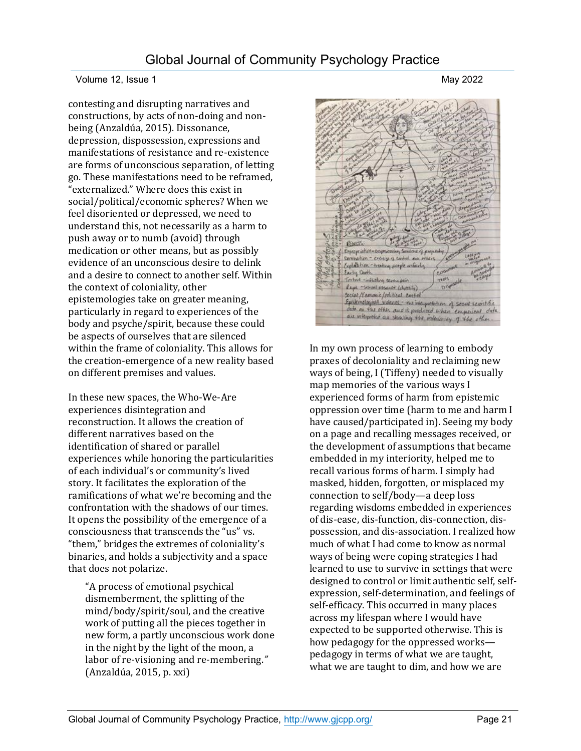contesting and disrupting narratives and constructions, by acts of non-doing and non-being (Anzaldúa, 2015). Dissonance, depression, dispossession, expressions and manifestations of resistance and re-existence are forms of unconscious separation, of letting go. These manifestations need to be reframed, "externalized." Where does this exist in social/political/economic spheres? When we feel disoriented or depressed, we need to understand this, not necessarily as a harm to push away or to numb (avoid) through medication or other means, but as possibly evidence of an unconscious desire to delink and a desire to connect to another self. Within the context of coloniality, other epistemologies take on greater meaning, particularly in regard to experiences of the body and psyche/spirit, because these could be aspects of ourselves that are silenced within the frame of coloniality. This allows for the creation-emergence of a new reality based on different premises and values.

In these new spaces, the Who-We-Are experiences disintegration and reconstruction. It allows the creation of different narratives based on the identification of shared or parallel experiences while honoring the particularities of each individual's or community's lived story. It facilitates the exploration of the ramifications of what we're becoming and the confrontation with the shadows of our times. It opens the possibility of the emergence of a consciousness that transcends the "us" vs. "them," bridges the extremes of coloniality's binaries, and holds a subjectivity and a space that does not polarize.

> "A process of emotional psychical dismemberment, the splitting of the mind/body/spirit/soul, and the creative work of putting all the pieces together in new form, a partly unconscious work done in the night by the light of the moon, a labor of re-visioning and re-membering." (Anzaldúa, 2015, p. xxi)

In my own process of learning to embody praxes of decoloniality and reclaiming new ways of being, I (Tiffeny) needed to visually map memories of the various ways I experienced forms of harm from epistemic oppression over time (harm to me and harm I have caused/participated in). Seeing my body on a page and recalling messages received, or the development of assumptions that became embedded in my interiority, helped me to recall various forms of harm. I simply had masked, hidden, forgotten, or misplaced my connection to self/body—a deep loss regarding wisdoms embedded in experiences of dis-ease, dis-function, dis-connection, dis-possession, and dis-association. I realized how much of what I had come to know as normal ways of being were coping strategies I had learned to use to survive in settings that were designed to control or limit authentic self, self-expression, self-determination, and feelings of self-efficacy. This occurred in many places across my lifespan where I would have expected to be supported otherwise. This is how pedagogy for the oppressed works—pedagogy in terms of what we are taught, what we are taught to dim, and how we are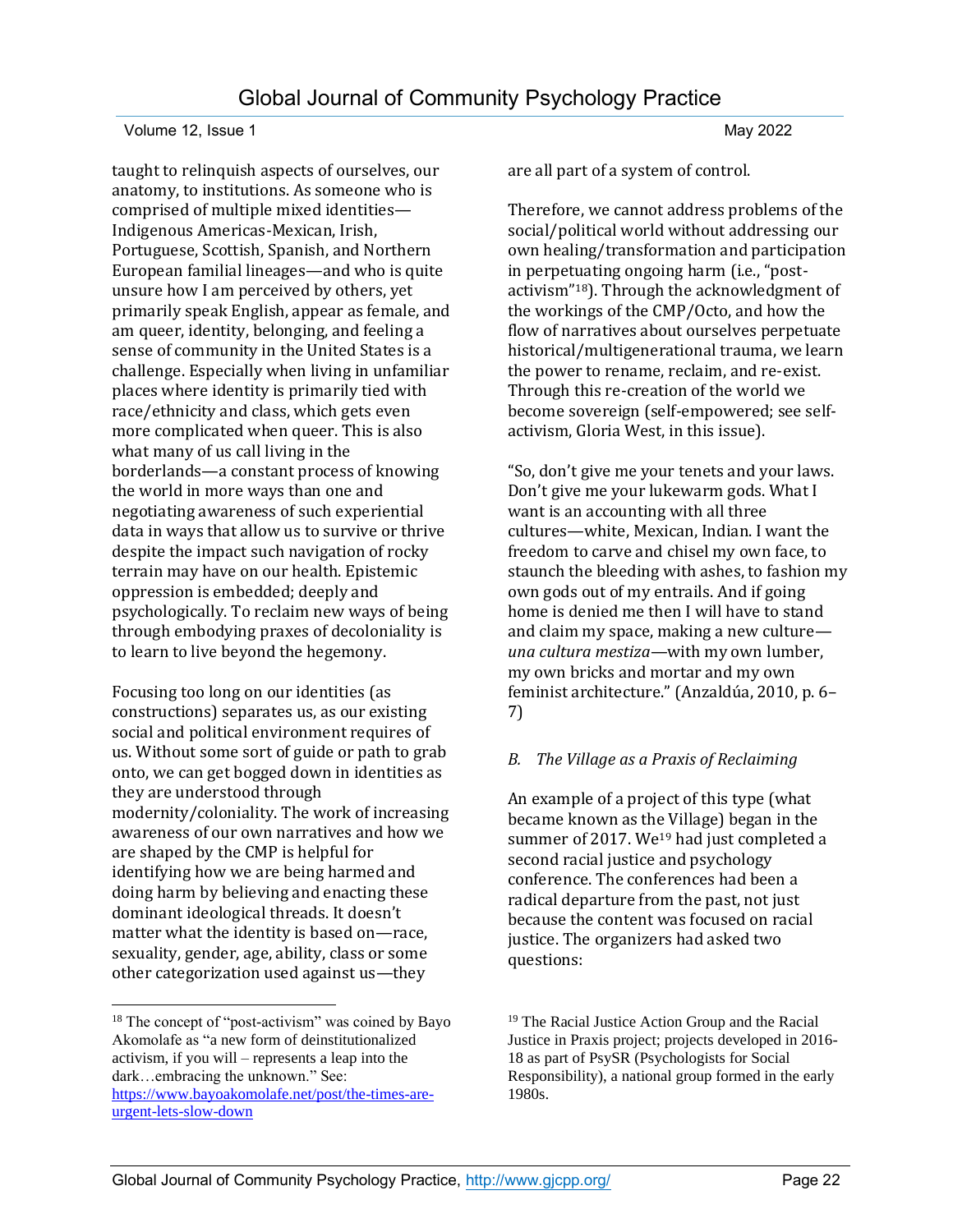taught to relinquish aspects of ourselves, our anatomy, to institutions. As someone who is comprised of multiple mixed identities—Indigenous Americas-Mexican, Irish, Portuguese, Scottish, Spanish, and Northern European familial lineages—and who is quite unsure how I am perceived by others, yet primarily speak English, appear as female, and am queer, identity, belonging, and feeling a sense of community in the United States is a challenge. Especially when living in unfamiliar places where identity is primarily tied with race/ethnicity and class, which gets even more complicated when queer. This is also what many of us call living in the borderlands—a constant process of knowing the world in more ways than one and negotiating awareness of such experiential data in ways that allow us to survive or thrive despite the impact such navigation of rocky terrain may have on our health. Epistemic oppression is embedded; deeply and psychologically. To reclaim new ways of being through embodying praxes of decoloniality is to learn to live beyond the hegemony.

Focusing too long on our identities (as constructions) separates us, as our existing social and political environment requires of us. Without some sort of guide or path to grab onto, we can get bogged down in identities as they are understood through modernity/coloniality. The work of increasing awareness of our own narratives and how we are shaped by the CMP is helpful for identifying how we are being harmed and doing harm by believing and enacting these dominant ideological threads. It doesn't matter what the identity is based on—race, sexuality, gender, age, ability, class or some other categorization used against us—they are all part of a system of control.

Therefore, we cannot address problems of the social/political world without addressing our own healing/transformation and participation in perpetuating ongoing harm (i.e., "post-activism"[18]). Through the acknowledgment of the workings of the CMP/Octo, and how the flow of narratives about ourselves perpetuate historical/multigenerational trauma, we learn the power to rename, reclaim, and re-exist. Through this re-creation of the world we become sovereign (self-empowered; see self-activism, Gloria West, in this issue).

"So, don't give me your tenets and your laws. Don't give me your lukewarm gods. What I want is an accounting with all three cultures—white, Mexican, Indian. I want the freedom to carve and chisel my own face, to staunch the bleeding with ashes, to fashion my own gods out of my entrails. And if going home is denied me then I will have to stand and claim my space, making a new culture—*una cultura mestiza*—with my own lumber, my own bricks and mortar and my own feminist architecture." (Anzaldúa, 2010, p. 6–7)

### *B. The Village as a Praxis of Reclaiming*

An example of a project of this type (what became known as the Village) began in the summer of 2017. We[19] had just completed a second racial justice and psychology conference. The conferences had been a radical departure from the past, not just because the content was focused on racial justice. The organizers had asked two questions:

---

[18] The concept of "post-activism" was coined by Bayo Akomolafe as "a new form of deinstitutionalized activism, if you will – represents a leap into the dark…embracing the unknown." See: https://www.bayoakomolafe.net/post/the-times-are-urgent-lets-slow-down

[19] The Racial Justice Action Group and the Racial Justice in Praxis project; projects developed in 2016-18 as part of PsySR (Psychologists for Social Responsibility), a national group formed in the early 1980s.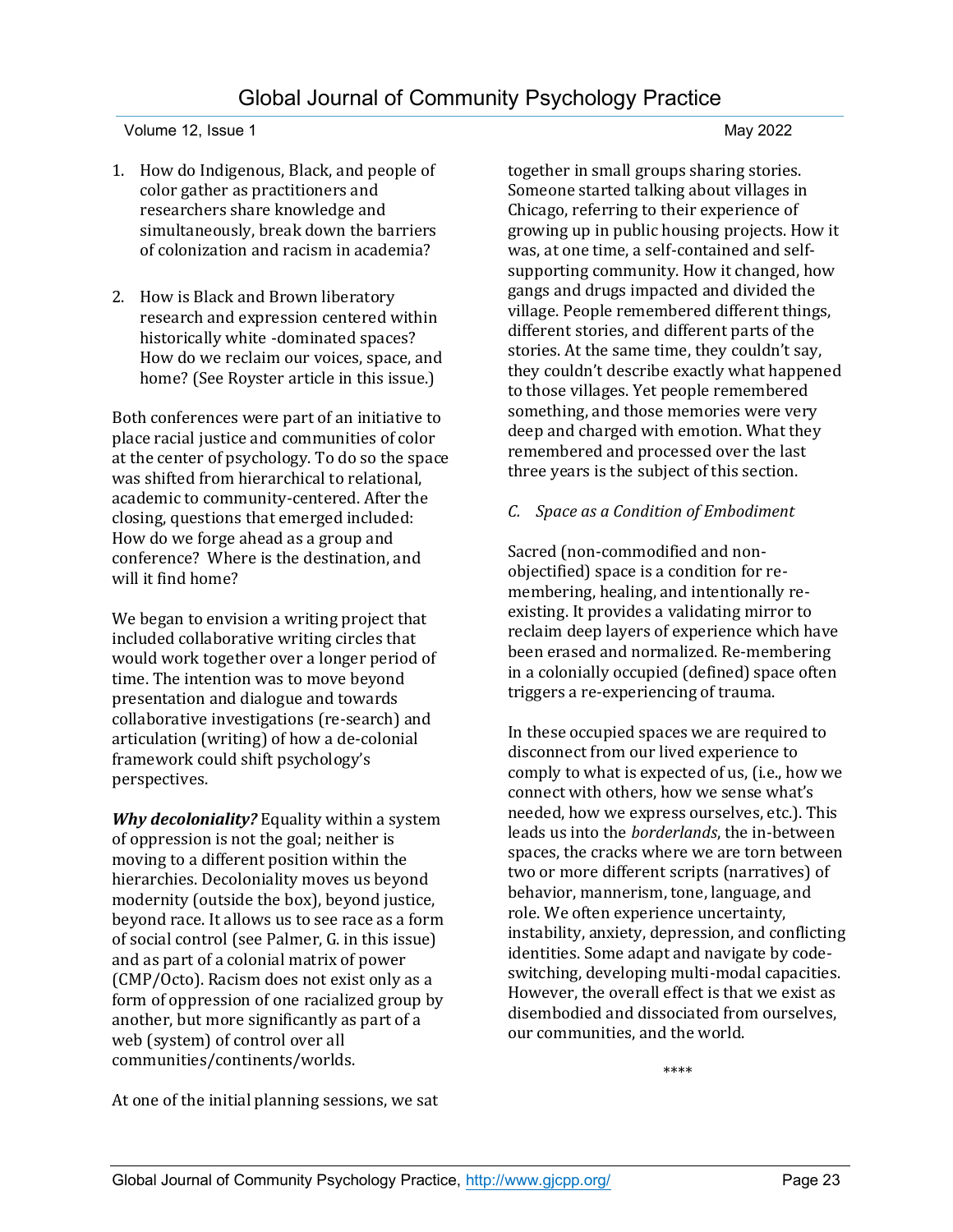1. How do Indigenous, Black, and people of color gather as practitioners and researchers share knowledge and simultaneously, break down the barriers of colonization and racism in academia?

2. How is Black and Brown liberatory research and expression centered within historically white -dominated spaces? How do we reclaim our voices, space, and home? (See Royster article in this issue.)

Both conferences were part of an initiative to place racial justice and communities of color at the center of psychology. To do so the space was shifted from hierarchical to relational, academic to community-centered. After the closing, questions that emerged included: How do we forge ahead as a group and conference? Where is the destination, and will it find home?

We began to envision a writing project that included collaborative writing circles that would work together over a longer period of time. The intention was to move beyond presentation and dialogue and towards collaborative investigations (re-search) and articulation (writing) of how a de-colonial framework could shift psychology's perspectives.

***Why decoloniality?*** Equality within a system of oppression is not the goal; neither is moving to a different position within the hierarchies. Decoloniality moves us beyond modernity (outside the box), beyond justice, beyond race. It allows us to see race as a form of social control (see Palmer, G. in this issue) and as part of a colonial matrix of power (CMP/Octo). Racism does not exist only as a form of oppression of one racialized group by another, but more significantly as part of a web (system) of control over all communities/continents/worlds.

At one of the initial planning sessions, we sat together in small groups sharing stories. Someone started talking about villages in Chicago, referring to their experience of growing up in public housing projects. How it was, at one time, a self-contained and self-supporting community. How it changed, how gangs and drugs impacted and divided the village. People remembered different things, different stories, and different parts of the stories. At the same time, they couldn't say, they couldn't describe exactly what happened to those villages. Yet people remembered something, and those memories were very deep and charged with emotion. What they remembered and processed over the last three years is the subject of this section.

### *C. Space as a Condition of Embodiment*

Sacred (non-commodified and non-objectified) space is a condition for re-membering, healing, and intentionally re-existing. It provides a validating mirror to reclaim deep layers of experience which have been erased and normalized. Re-membering in a colonially occupied (defined) space often triggers a re-experiencing of trauma.

In these occupied spaces we are required to disconnect from our lived experience to comply to what is expected of us, (i.e., how we connect with others, how we sense what's needed, how we express ourselves, etc.). This leads us into the *borderlands*, the in-between spaces, the cracks where we are torn between two or more different scripts (narratives) of behavior, mannerism, tone, language, and role. We often experience uncertainty, instability, anxiety, depression, and conflicting identities. Some adapt and navigate by code-switching, developing multi-modal capacities. However, the overall effect is that we exist as disembodied and dissociated from ourselves, our communities, and the world.

****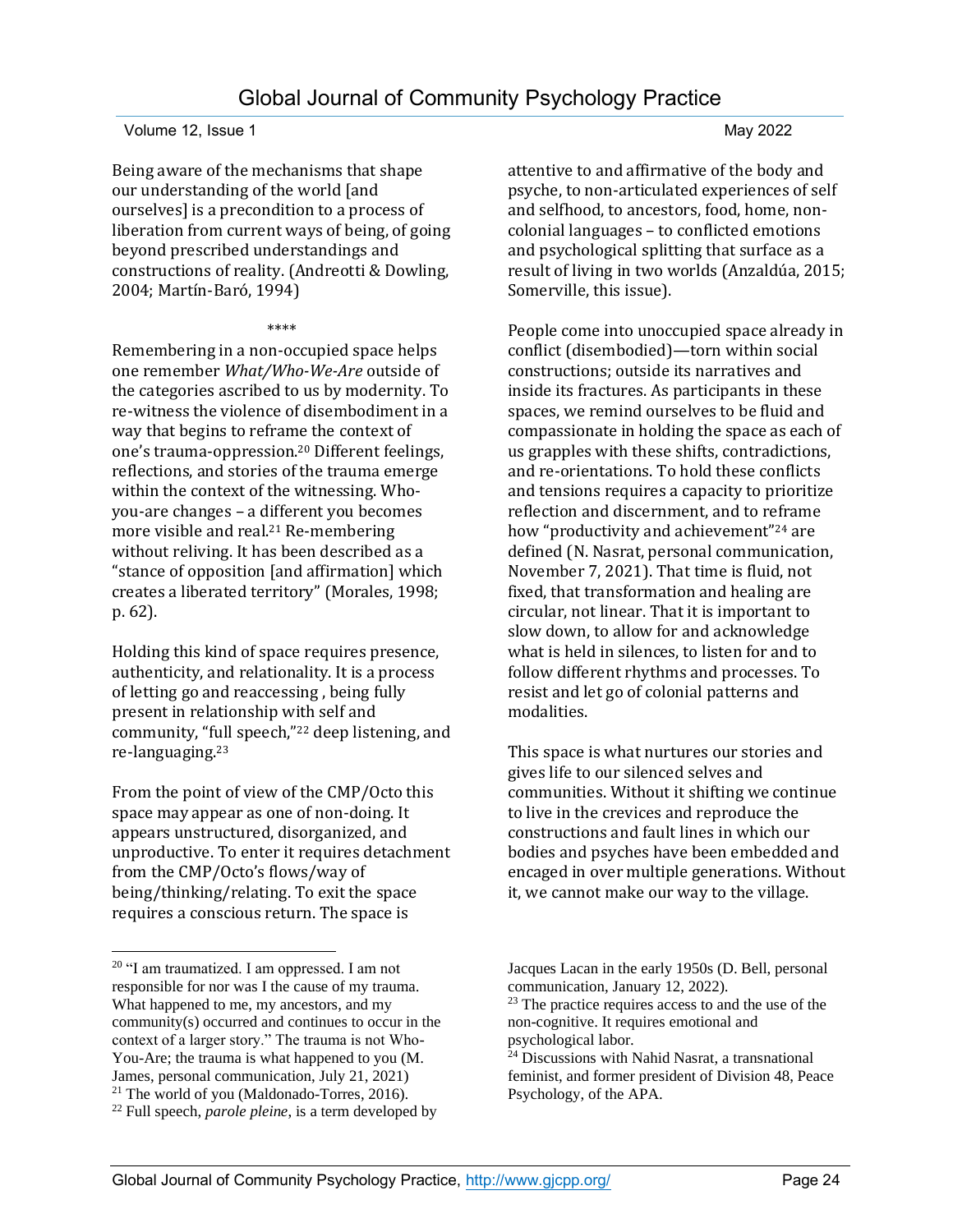Being aware of the mechanisms that shape our understanding of the world [and ourselves] is a precondition to a process of liberation from current ways of being, of going beyond prescribed understandings and constructions of reality. (Andreotti & Dowling, 2004; Martín-Baró, 1994)

****

Remembering in a non-occupied space helps one remember *What/Who-We-Are* outside of the categories ascribed to us by modernity. To re-witness the violence of disembodiment in a way that begins to reframe the context of one's trauma-oppression.[20] Different feelings, reflections, and stories of the trauma emerge within the context of the witnessing. Who-you-are changes – a different you becomes more visible and real.[21] Re-membering without reliving. It has been described as a "stance of opposition [and affirmation] which creates a liberated territory" (Morales, 1998; p. 62).

Holding this kind of space requires presence, authenticity, and relationality. It is a process of letting go and reaccessing , being fully present in relationship with self and community, "full speech,"[22] deep listening, and re-languaging.[23]

From the point of view of the CMP/Octo this space may appear as one of non-doing. It appears unstructured, disorganized, and unproductive. To enter it requires detachment from the CMP/Octo's flows/way of being/thinking/relating. To exit the space requires a conscious return. The space is attentive to and affirmative of the body and psyche, to non-articulated experiences of self and selfhood, to ancestors, food, home, non-colonial languages – to conflicted emotions and psychological splitting that surface as a result of living in two worlds (Anzaldúa, 2015; Somerville, this issue).

People come into unoccupied space already in conflict (disembodied)—torn within social constructions; outside its narratives and inside its fractures. As participants in these spaces, we remind ourselves to be fluid and compassionate in holding the space as each of us grapples with these shifts, contradictions, and re-orientations. To hold these conflicts and tensions requires a capacity to prioritize reflection and discernment, and to reframe how "productivity and achievement"[24] are defined (N. Nasrat, personal communication, November 7, 2021). That time is fluid, not fixed, that transformation and healing are circular, not linear. That it is important to slow down, to allow for and acknowledge what is held in silences, to listen for and to follow different rhythms and processes. To resist and let go of colonial patterns and modalities.

This space is what nurtures our stories and gives life to our silenced selves and communities. Without it shifting we continue to live in the crevices and reproduce the constructions and fault lines in which our bodies and psyches have been embedded and encaged in over multiple generations. Without it, we cannot make our way to the village.

---

[20] "I am traumatized. I am oppressed. I am not responsible for nor was I the cause of my trauma. What happened to me, my ancestors, and my community(s) occurred and continues to occur in the context of a larger story." The trauma is not Who-You-Are; the trauma is what happened to you (M. James, personal communication, July 21, 2021)

[21] The world of you (Maldonado-Torres, 2016).

[22] Full speech, *parole pleine*, is a term developed by Jacques Lacan in the early 1950s (D. Bell, personal communication, January 12, 2022).

[23] The practice requires access to and the use of the non-cognitive. It requires emotional and psychological labor.

[24] Discussions with Nahid Nasrat, a transnational feminist, and former president of Division 48, Peace Psychology, of the APA.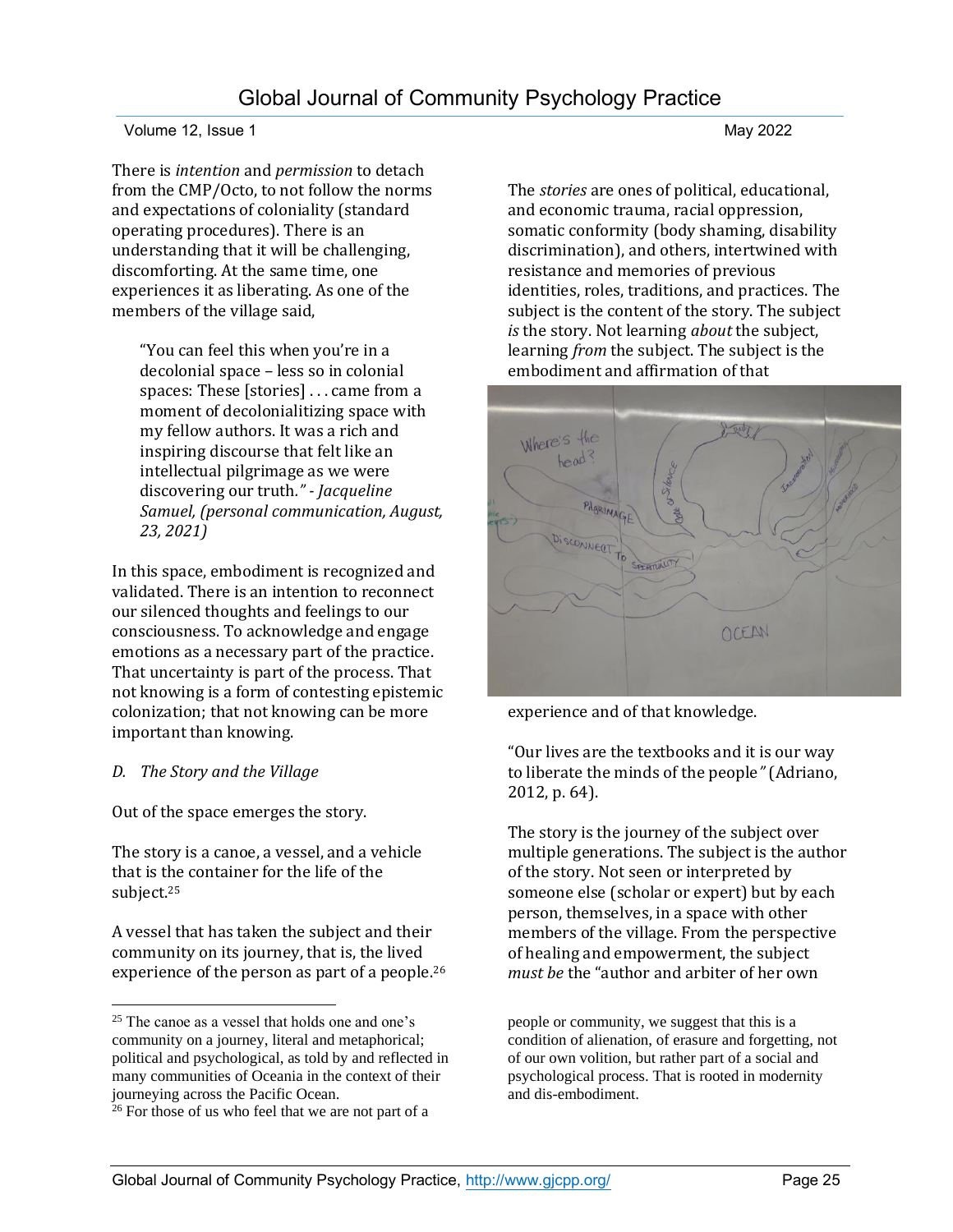There is *intention* and *permission* to detach from the CMP/Octo, to not follow the norms and expectations of coloniality (standard operating procedures). There is an understanding that it will be challenging, discomforting. At the same time, one experiences it as liberating. As one of the members of the village said,

> "You can feel this when you're in a decolonial space – less so in colonial spaces: These [stories] . . . came from a moment of decolonialitizing space with my fellow authors. It was a rich and inspiring discourse that felt like an intellectual pilgrimage as we were discovering our truth." - *Jacqueline Samuel, (personal communication, August, 23, 2021)*

In this space, embodiment is recognized and validated. There is an intention to reconnect our silenced thoughts and feelings to our consciousness. To acknowledge and engage emotions as a necessary part of the practice. That uncertainty is part of the process. That not knowing is a form of contesting epistemic colonization; that not knowing can be more important than knowing.

*D. The Story and the Village*

Out of the space emerges the story.

The story is a canoe, a vessel, and a vehicle that is the container for the life of the subject.[25]

A vessel that has taken the subject and their community on its journey, that is, the lived experience of the person as part of a people.[26]

The *stories* are ones of political, educational, and economic trauma, racial oppression, somatic conformity (body shaming, disability discrimination), and others, intertwined with resistance and memories of previous identities, roles, traditions, and practices. The subject is the content of the story. The subject *is* the story. Not learning *about* the subject, learning *from* the subject. The subject is the embodiment and affirmation of that experience and of that knowledge.

"Our lives are the textbooks and it is our way to liberate the minds of the people" (Adriano, 2012, p. 64).

The story is the journey of the subject over multiple generations. The subject is the author of the story. Not seen or interpreted by someone else (scholar or expert) but by each person, themselves, in a space with other members of the village. From the perspective of healing and empowerment, the subject *must be* the "author and arbiter of her own

---

[25] The canoe as a vessel that holds one and one's community on a journey, literal and metaphorical; political and psychological, as told by and reflected in many communities of Oceania in the context of their journeying across the Pacific Ocean.

[26] For those of us who feel that we are not part of a people or community, we suggest that this is a condition of alienation, of erasure and forgetting, not of our own volition, but rather part of a social and psychological process. That is rooted in modernity and dis-embodiment.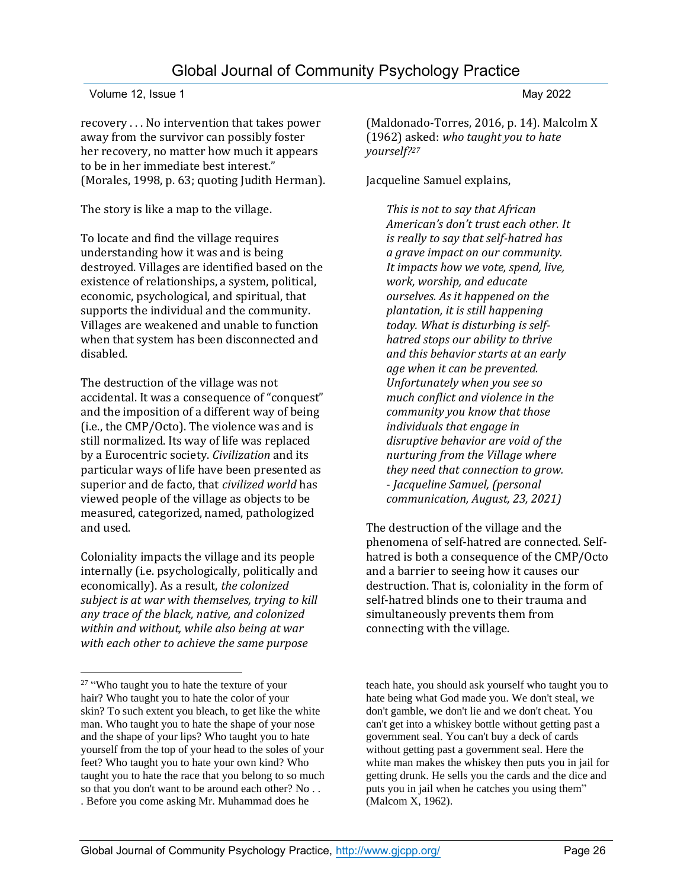recovery . . . No intervention that takes power away from the survivor can possibly foster her recovery, no matter how much it appears to be in her immediate best interest." (Morales, 1998, p. 63; quoting Judith Herman).

The story is like a map to the village.

To locate and find the village requires understanding how it was and is being destroyed. Villages are identified based on the existence of relationships, a system, political, economic, psychological, and spiritual, that supports the individual and the community. Villages are weakened and unable to function when that system has been disconnected and disabled.

The destruction of the village was not accidental. It was a consequence of "conquest" and the imposition of a different way of being (i.e., the CMP/Octo). The violence was and is still normalized. Its way of life was replaced by a Eurocentric society. *Civilization* and its particular ways of life have been presented as superior and de facto, that *civilized world* has viewed people of the village as objects to be measured, categorized, named, pathologized and used.

Coloniality impacts the village and its people internally (i.e. psychologically, politically and economically). As a result, *the colonized subject is at war with themselves, trying to kill any trace of the black, native, and colonized within and without, while also being at war with each other to achieve the same purpose* (Maldonado-Torres, 2016, p. 14). Malcolm X (1962) asked: *who taught you to hate yourself?*[27]

Jacqueline Samuel explains,

> *This is not to say that African American's don't trust each other. It is really to say that self-hatred has a grave impact on our community. It impacts how we vote, spend, live, work, worship, and educate ourselves. As it happened on the plantation, it is still happening today. What is disturbing is self-hatred stops our ability to thrive and this behavior starts at an early age when it can be prevented. Unfortunately when you see so much conflict and violence in the community you know that those individuals that engage in disruptive behavior are void of the nurturing from the Village where they need that connection to grow.* 
> *- Jacqueline Samuel, (personal communication, August, 23, 2021)*

The destruction of the village and the phenomena of self-hatred are connected. Self-hatred is both a consequence of the CMP/Octo and a barrier to seeing how it causes our destruction. That is, coloniality in the form of self-hatred blinds one to their trauma and simultaneously prevents them from connecting with the village.

---

[27] "Who taught you to hate the texture of your hair? Who taught you to hate the color of your skin? To such extent you bleach, to get like the white man. Who taught you to hate the shape of your nose and the shape of your lips? Who taught you to hate yourself from the top of your head to the soles of your feet? Who taught you to hate your own kind? Who taught you to hate the race that you belong to so much so that you don't want to be around each other? No . . . Before you come asking Mr. Muhammad does he teach hate, you should ask yourself who taught you to hate being what God made you. We don't steal, we don't gamble, we don't lie and we don't cheat. You can't get into a whiskey bottle without getting past a government seal. You can't buy a deck of cards without getting past a government seal. Here the white man makes the whiskey then puts you in jail for getting drunk. He sells you the cards and the dice and puts you in jail when he catches you using them" (Malcom X, 1962).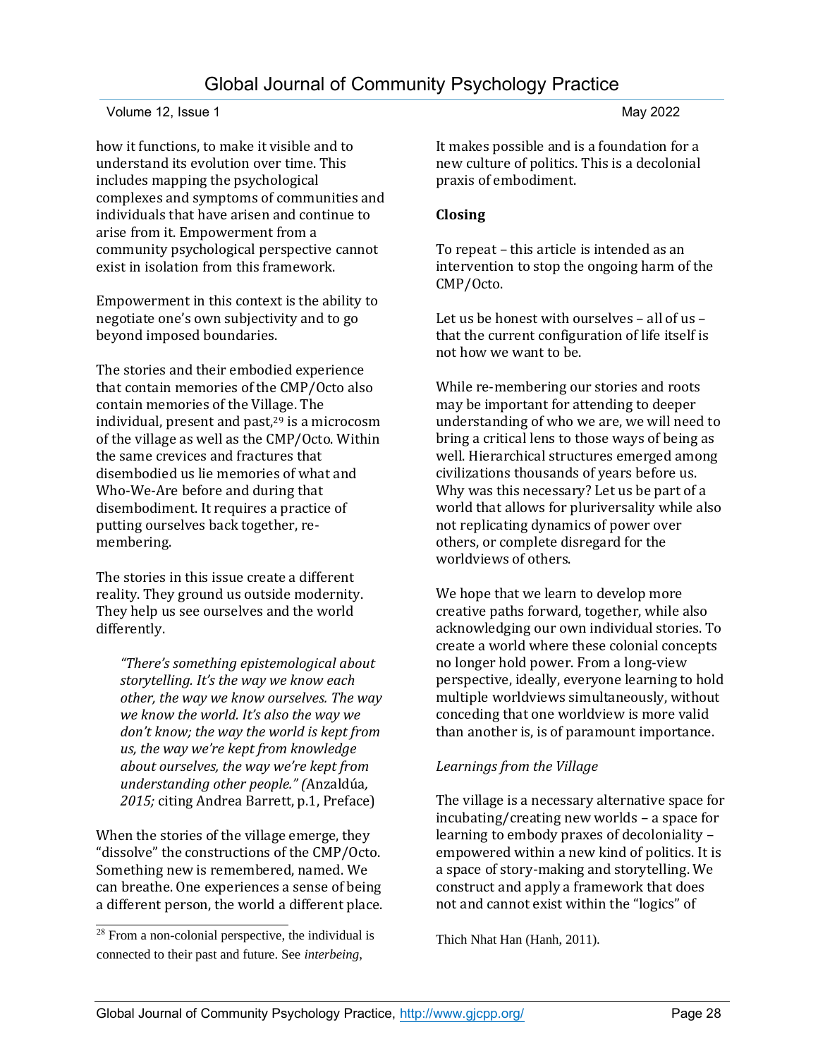how it functions, to make it visible and to understand its evolution over time. This includes mapping the psychological complexes and symptoms of communities and individuals that have arisen and continue to arise from it. Empowerment from a community psychological perspective cannot exist in isolation from this framework.

Empowerment in this context is the ability to negotiate one's own subjectivity and to go beyond imposed boundaries.

The stories and their embodied experience that contain memories of the CMP/Octo also contain memories of the Village. The individual, present and past,[29] is a microcosm of the village as well as the CMP/Octo. Within the same crevices and fractures that disembodied us lie memories of what and Who-We-Are before and during that disembodiment. It requires a practice of putting ourselves back together, re-membering.

The stories in this issue create a different reality. They ground us outside modernity. They help us see ourselves and the world differently.

> *"There's something epistemological about storytelling. It's the way we know each other, the way we know ourselves. The way we know the world. It's also the way we don't know; the way the world is kept from us, the way we're kept from knowledge about ourselves, the way we're kept from understanding other people." (*Anzaldúa*, 2015;* citing Andrea Barrett, p.1, Preface)

When the stories of the village emerge, they "dissolve" the constructions of the CMP/Octo. Something new is remembered, named. We can breathe. One experiences a sense of being a different person, the world a different place. It makes possible and is a foundation for a new culture of politics. This is a decolonial praxis of embodiment.

**Closing**

To repeat – this article is intended as an intervention to stop the ongoing harm of the CMP/Octo.

Let us be honest with ourselves – all of us – that the current configuration of life itself is not how we want to be.

While re-membering our stories and roots may be important for attending to deeper understanding of who we are, we will need to bring a critical lens to those ways of being as well. Hierarchical structures emerged among civilizations thousands of years before us. Why was this necessary? Let us be part of a world that allows for pluriversality while also not replicating dynamics of power over others, or complete disregard for the worldviews of others.

We hope that we learn to develop more creative paths forward, together, while also acknowledging our own individual stories. To create a world where these colonial concepts no longer hold power. From a long-view perspective, ideally, everyone learning to hold multiple worldviews simultaneously, without conceding that one worldview is more valid than another is, is of paramount importance.

*Learnings from the Village*

The village is a necessary alternative space for incubating/creating new worlds – a space for learning to embody praxes of decoloniality – empowered within a new kind of politics. It is a space of story-making and storytelling. We construct and apply a framework that does not and cannot exist within the "logics" of

---

[28] From a non-colonial perspective, the individual is connected to their past and future. See *interbeing*, Thich Nhat Han (Hanh, 2011).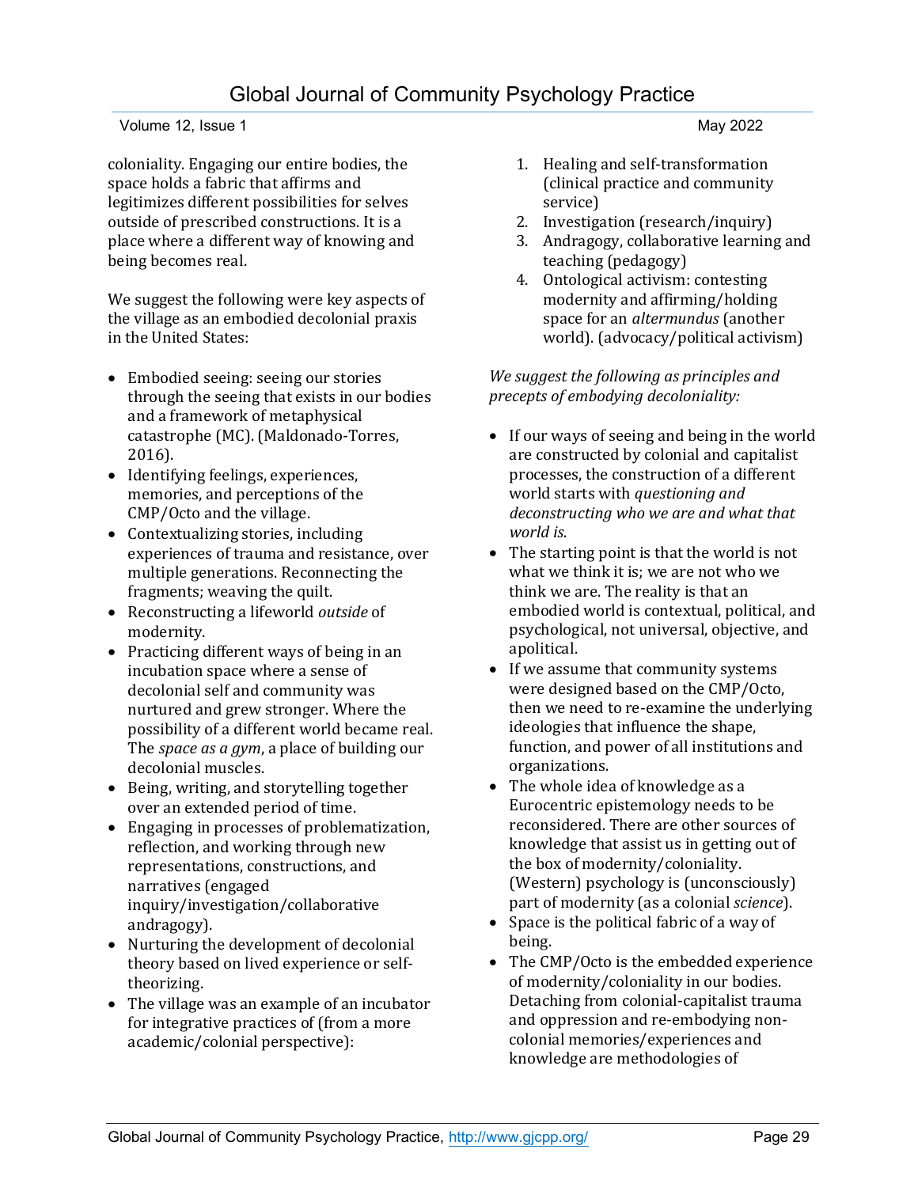coloniality. Engaging our entire bodies, the space holds a fabric that affirms and legitimizes different possibilities for selves outside of prescribed constructions. It is a place where a different way of knowing and being becomes real.

We suggest the following were key aspects of the village as an embodied decolonial praxis in the United States:

- Embodied seeing: seeing our stories through the seeing that exists in our bodies and a framework of metaphysical catastrophe (MC). (Maldonado-Torres, 2016).
- Identifying feelings, experiences, memories, and perceptions of the CMP/Octo and the village.
- Contextualizing stories, including experiences of trauma and resistance, over multiple generations. Reconnecting the fragments; weaving the quilt.
- Reconstructing a lifeworld *outside* of modernity.
- Practicing different ways of being in an incubation space where a sense of decolonial self and community was nurtured and grew stronger. Where the possibility of a different world became real. The *space as a gym*, a place of building our decolonial muscles.
- Being, writing, and storytelling together over an extended period of time.
- Engaging in processes of problematization, reflection, and working through new representations, constructions, and narratives (engaged inquiry/investigation/collaborative andragogy).
- Nurturing the development of decolonial theory based on lived experience or self-theorizing.
- The village was an example of an incubator for integrative practices of (from a more academic/colonial perspective):

1. Healing and self-transformation (clinical practice and community service)
2. Investigation (research/inquiry)
3. Andragogy, collaborative learning and teaching (pedagogy)
4. Ontological activism: contesting modernity and affirming/holding space for an *altermundus* (another world). (advocacy/political activism)

*We suggest the following as principles and precepts of embodying decoloniality:*

- If our ways of seeing and being in the world are constructed by colonial and capitalist processes, the construction of a different world starts with *questioning and deconstructing who we are and what that world is*.
- The starting point is that the world is not what we think it is; we are not who we think we are. The reality is that an embodied world is contextual, political, and psychological, not universal, objective, and apolitical.
- If we assume that community systems were designed based on the CMP/Octo, then we need to re-examine the underlying ideologies that influence the shape, function, and power of all institutions and organizations.
- The whole idea of knowledge as a Eurocentric epistemology needs to be reconsidered. There are other sources of knowledge that assist us in getting out of the box of modernity/coloniality. (Western) psychology is (unconsciously) part of modernity (as a colonial *science*).
- Space is the political fabric of a way of being.
- The CMP/Octo is the embedded experience of modernity/coloniality in our bodies. Detaching from colonial-capitalist trauma and oppression and re-embodying non-colonial memories/experiences and knowledge are methodologies of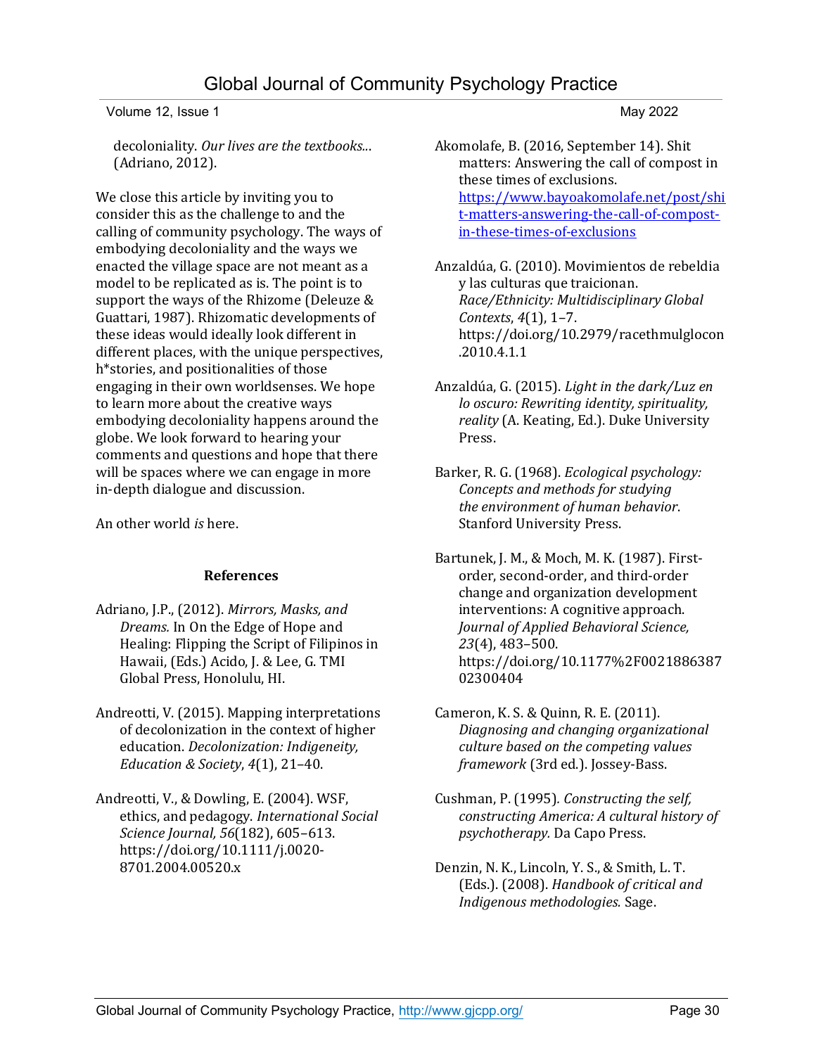decoloniality. *Our lives are the textbooks...* (Adriano, 2012).

We close this article by inviting you to consider this as the challenge to and the calling of community psychology. The ways of embodying decoloniality and the ways we enacted the village space are not meant as a model to be replicated as is. The point is to support the ways of the Rhizome (Deleuze & Guattari, 1987). Rhizomatic developments of these ideas would ideally look different in different places, with the unique perspectives, h*stories, and positionalities of those engaging in their own worldsenses. We hope to learn more about the creative ways embodying decoloniality happens around the globe. We look forward to hearing your comments and questions and hope that there will be spaces where we can engage in more in-depth dialogue and discussion.

An other world *is* here.

## References

Adriano, J.P., (2012). *Mirrors, Masks, and Dreams.* In On the Edge of Hope and Healing: Flipping the Script of Filipinos in Hawaii, (Eds.) Acido, J. & Lee, G. TMI Global Press, Honolulu, HI.

Andreotti, V. (2015). Mapping interpretations of decolonization in the context of higher education. *Decolonization: Indigeneity, Education & Society*, *4*(1), 21–40.

Andreotti, V., & Dowling, E. (2004). WSF, ethics, and pedagogy. *International Social Science Journal, 56*(182), 605–613. https://doi.org/10.1111/j.0020-8701.2004.00520.x

Akomolafe, B. (2016, September 14). Shit matters: Answering the call of compost in these times of exclusions. https://www.bayoakomolafe.net/post/shit-matters-answering-the-call-of-compost-in-these-times-of-exclusions

Anzaldúa, G. (2010). Movimientos de rebeldia y las culturas que traicionan. *Race/Ethnicity: Multidisciplinary Global Contexts*, *4*(1), 1–7. https://doi.org/10.2979/racethmulglocon.2010.4.1.1

Anzaldúa, G. (2015). *Light in the dark/Luz en lo oscuro: Rewriting identity, spirituality, reality* (A. Keating, Ed.). Duke University Press.

Barker, R. G. (1968). *Ecological psychology: Concepts and methods for studying the environment of human behavior*. Stanford University Press.

Bartunek, J. M., & Moch, M. K. (1987). First-order, second-order, and third-order change and organization development interventions: A cognitive approach. *Journal of Applied Behavioral Science, 23*(4), 483–500. https://doi.org/10.1177%2F002188638702300404

Cameron, K. S. & Quinn, R. E. (2011). *Diagnosing and changing organizational culture based on the competing values framework* (3rd ed.). Jossey-Bass.

Cushman, P. (1995). *Constructing the self, constructing America: A cultural history of psychotherapy.* Da Capo Press.

Denzin, N. K., Lincoln, Y. S., & Smith, L. T. (Eds.). (2008). *Handbook of critical and Indigenous methodologies.* Sage.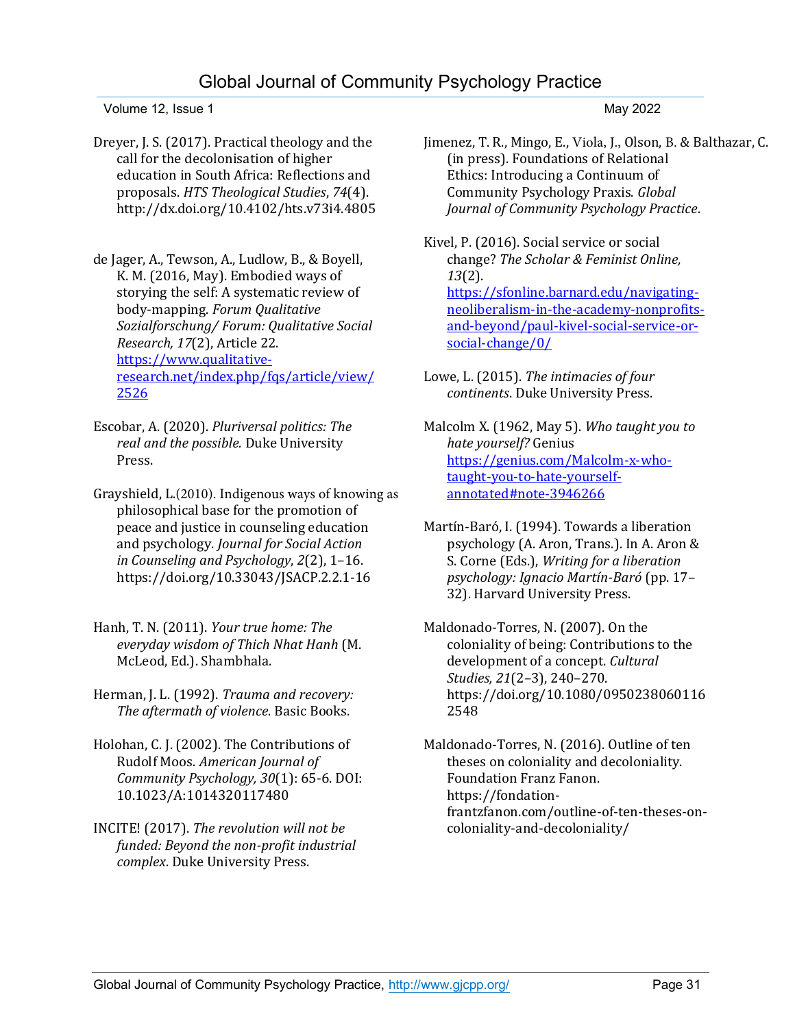Dreyer, J. S. (2017). Practical theology and the call for the decolonisation of higher education in South Africa: Reflections and proposals. *HTS Theological Studies*, *74*(4). http://dx.doi.org/10.4102/hts.v73i4.4805

de Jager, A., Tewson, A., Ludlow, B., & Boyell, K. M. (2016, May). Embodied ways of storying the self: A systematic review of body-mapping. *Forum Qualitative Sozialforschung/ Forum: Qualitative Social Research, 17*(2), Article 22. https://www.qualitative-research.net/index.php/fqs/article/view/2526

Escobar, A. (2020). *Pluriversal politics: The real and the possible.* Duke University Press.

Grayshield, L.(2010). Indigenous ways of knowing as philosophical base for the promotion of peace and justice in counseling education and psychology. *Journal for Social Action in Counseling and Psychology*, *2*(2), 1–16. https://doi.org/10.33043/JSACP.2.2.1-16

Hanh, T. N. (2011). *Your true home: The everyday wisdom of Thich Nhat Hanh* (M. McLeod, Ed.). Shambhala.

Herman, J. L. (1992). *Trauma and recovery: The aftermath of violence*. Basic Books.

Holohan, C. J. (2002). The Contributions of Rudolf Moos. *American Journal of Community Psychology, 30*(1): 65-6. DOI: 10.1023/A:1014320117480

INCITE! (2017). *The revolution will not be funded: Beyond the non-profit industrial complex*. Duke University Press.

Jimenez, T. R., Mingo, E., Viola, J., Olson, B. & Balthazar, C. (in press). Foundations of Relational Ethics: Introducing a Continuum of Community Psychology Praxis. *Global Journal of Community Psychology Practice*.

Kivel, P. (2016). Social service or social change? *The Scholar & Feminist Online, 13*(2). https://sfonline.barnard.edu/navigating-neoliberalism-in-the-academy-nonprofits-and-beyond/paul-kivel-social-service-or-social-change/0/

Lowe, L. (2015). *The intimacies of four continents*. Duke University Press.

Malcolm X. (1962, May 5). *Who taught you to hate yourself?* Genius https://genius.com/Malcolm-x-who-taught-you-to-hate-yourself-annotated#note-3946266

Martín-Baró, I. (1994). Towards a liberation psychology (A. Aron, Trans.). In A. Aron & S. Corne (Eds.), *Writing for a liberation psychology: Ignacio Martín-Baró* (pp. 17–32). Harvard University Press.

Maldonado-Torres, N. (2007). On the coloniality of being: Contributions to the development of a concept. *Cultural Studies, 21*(2–3), 240–270. https://doi.org/10.1080/09502380601162548

Maldonado-Torres, N. (2016). Outline of ten theses on coloniality and decoloniality. Foundation Franz Fanon. https://fondation-frantzfanon.com/outline-of-ten-theses-on-coloniality-and-decoloniality/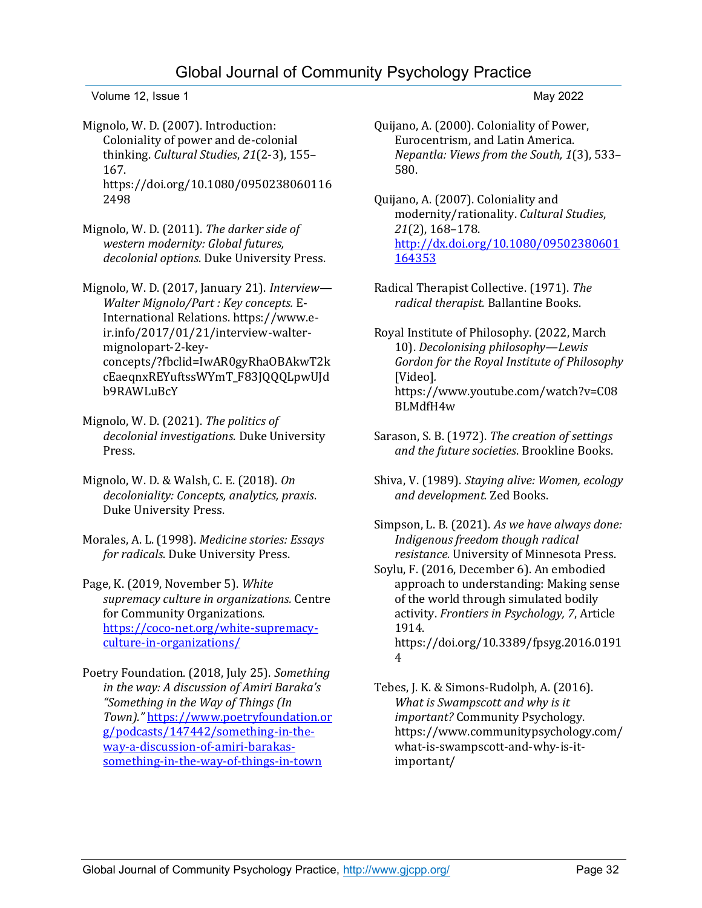Mignolo, W. D. (2007). Introduction: Coloniality of power and de-colonial thinking. *Cultural Studies*, *21*(2-3), 155–167. https://doi.org/10.1080/09502380601162498

Mignolo, W. D. (2011). *The darker side of western modernity: Global futures, decolonial options*. Duke University Press.

Mignolo, W. D. (2017, January 21). *Interview—Walter Mignolo/Part : Key concepts.* E-International Relations. https://www.e-ir.info/2017/01/21/interview-walter-mignolopart-2-key-concepts/?fbclid=IwAR0gyRhaOBAkwT2kcEaeqnxREYuftssWYmT_F83JQQQLpwUJdb9RAWLuBcY

Mignolo, W. D. (2021). *The politics of decolonial investigations.* Duke University Press.

Mignolo, W. D. & Walsh, C. E. (2018). *On decoloniality: Concepts, analytics, praxis*. Duke University Press.

Morales, A. L. (1998). *Medicine stories: Essays for radicals*. Duke University Press.

Page, K. (2019, November 5). *White supremacy culture in organizations.* Centre for Community Organizations. https://coco-net.org/white-supremacy-culture-in-organizations/

Poetry Foundation. (2018, July 25). *Something in the way: A discussion of Amiri Baraka's "Something in the Way of Things (In Town)."* https://www.poetryfoundation.org/podcasts/147442/something-in-the-way-a-discussion-of-amiri-barakas-something-in-the-way-of-things-in-town

Quijano, A. (2000). Coloniality of Power, Eurocentrism, and Latin America. *Nepantla: Views from the South, 1*(3), 533–580.

Quijano, A. (2007). Coloniality and modernity/rationality. *Cultural Studies*, *21*(2), 168–178. http://dx.doi.org/10.1080/09502380601164353

Radical Therapist Collective. (1971). *The radical therapist.* Ballantine Books.

Royal Institute of Philosophy. (2022, March 10). *Decolonising philosophy—Lewis Gordon for the Royal Institute of Philosophy* [Video]. https://www.youtube.com/watch?v=C08BLMdfH4w

Sarason, S. B. (1972). *The creation of settings and the future societies*. Brookline Books.

Shiva, V. (1989). *Staying alive: Women, ecology and development.* Zed Books.

Simpson, L. B. (2021). *As we have always done: Indigenous freedom though radical resistance.* University of Minnesota Press.

Soylu, F. (2016, December 6). An embodied approach to understanding: Making sense of the world through simulated bodily activity. *Frontiers in Psychology, 7*, Article 1914. https://doi.org/10.3389/fpsyg.2016.01914

Tebes, J. K. & Simons-Rudolph, A. (2016). *What is Swampscott and why is it important?* Community Psychology. https://www.communitypsychology.com/what-is-swampscott-and-why-is-it-important/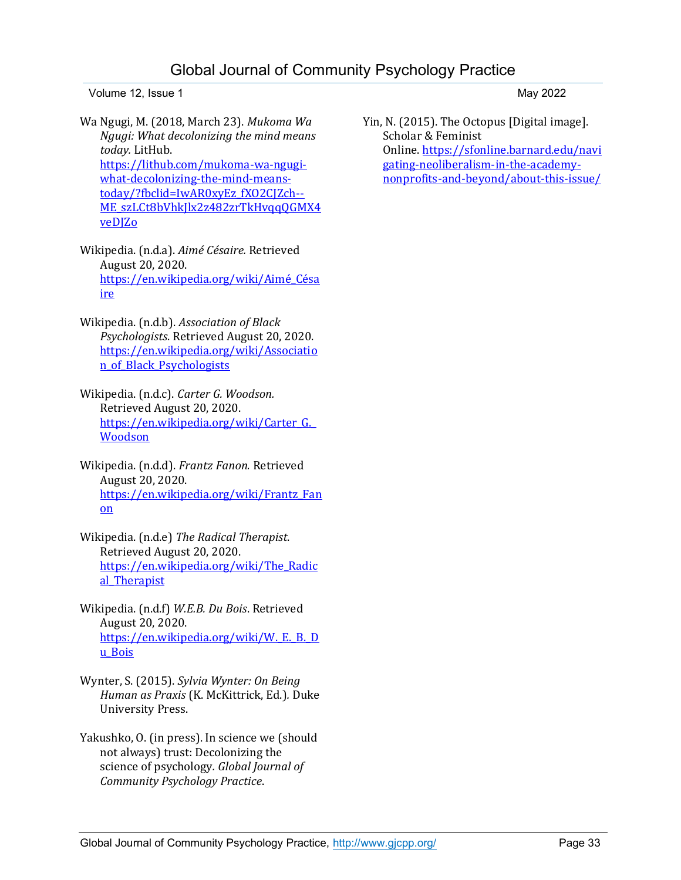Wa Ngugi, M. (2018, March 23). *Mukoma Wa Ngugi: What decolonizing the mind means today.* LitHub. https://lithub.com/mukoma-wa-ngugi-what-decolonizing-the-mind-means-today/?fbclid=IwAR0xyEz_fXO2CJZch--ME_szLCt8bVhkJlx2z482zrTkHvqqQGMX4veDJZo

Wikipedia. (n.d.a). *Aimé Césaire.* Retrieved August 20, 2020. https://en.wikipedia.org/wiki/Aimé_Césaire

Wikipedia. (n.d.b). *Association of Black Psychologists*. Retrieved August 20, 2020. https://en.wikipedia.org/wiki/Association_of_Black_Psychologists

Wikipedia. (n.d.c). *Carter G. Woodson.* Retrieved August 20, 2020. https://en.wikipedia.org/wiki/Carter_G._Woodson

Wikipedia. (n.d.d). *Frantz Fanon.* Retrieved August 20, 2020. https://en.wikipedia.org/wiki/Frantz_Fanon

Wikipedia. (n.d.e) *The Radical Therapist*. Retrieved August 20, 2020. https://en.wikipedia.org/wiki/The_Radical_Therapist

Wikipedia. (n.d.f) *W.E.B. Du Bois*. Retrieved August 20, 2020. https://en.wikipedia.org/wiki/W._E._B._Du_Bois

Wynter, S. (2015). *Sylvia Wynter: On Being Human as Praxis* (K. McKittrick, Ed.). Duke University Press.

Yakushko, O. (in press). In science we (should not always) trust: Decolonizing the science of psychology. *Global Journal of Community Psychology Practice*.

Yin, N. (2015). The Octopus [Digital image]. Scholar & Feminist Online. https://sfonline.barnard.edu/navigating-neoliberalism-in-the-academy-nonprofits-and-beyond/about-this-issue/